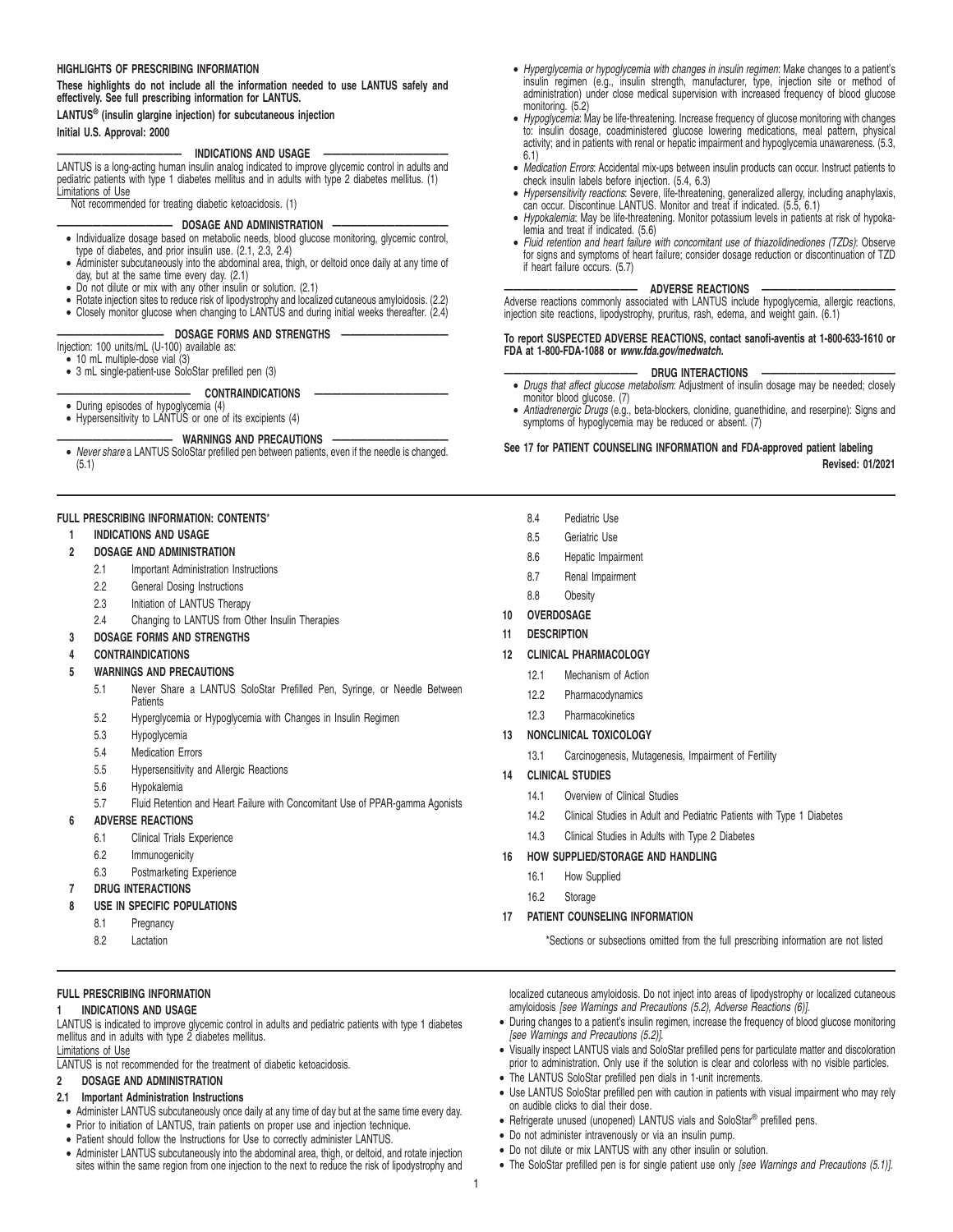**HIGHLIGHTS OF PRESCRIBING INFORMATION**

**These highlights do not include all the information needed to use LANTUS safely and effectively. See full prescribing information for LANTUS.**

**LANTUS® (insulin glargine injection) for subcutaneous injection**

**Initial U.S. Approval: 2000**

**INDICATIONS AND USAGE**

LANTUS is a long-acting human insulin analog indicated to improve glycemic control in adults and pediatric patients with type 1 diabetes mellitus and in adults with type 2 diabetes mellitus. (1)

Limitations of Use

Not recommended for treating diabetic ketoacidosis. (1)

**DOSAGE AND ADMINISTRATION**

- Individualize dosage based on metabolic needs, blood glucose monitoring, glycemic control, type of diabetes, and prior insulin use. (2.1, 2.3, 2.4)
- Administer subcutaneously into the abdominal area, thigh, or deltoid once daily at any time of day, but at the same time every day. (2.1)
- Do not dilute or mix with any other insulin or solution. (2.1)
- Rotate injection sites to reduce risk of lipodystrophy and localized cutaneous amyloidosis. (2.2)
- Closely monitor glucose when changing to LANTUS and during initial weeks thereafter. (2.4)

**DOSAGE FORMS AND STRENGTHS**

Injection: 100 units/mL (U-100) available as:

- 10 mL multiple-dose vial (3)
- 3 mL single-patient-use SoloStar prefilled pen (3)

**CONTRAINDICATIONS**

- During episodes of hypoglycemia (4)
- Hypersensitivity to LANTUS or one of its excipients (4)

**WARNINGS AND PRECAUTIONS**

- *Never share* a LANTUS SoloStar prefilled pen between patients, even if the needle is changed. (5.1)
- *Hyperglycemia or hypoglycemia with changes in insulin regimen*: Make changes to a patient's insulin regimen (e.g., insulin strength, manufacturer, type, injection site or method of administration) under close medical supervision with increased frequency of blood glucose monitoring. (5.2)
- *Hypoglycemia*: May be life-threatening. Increase frequency of glucose monitoring with changes to: insulin dosage, coadministered glucose lowering medications, meal pattern, physical activity; and in patients with renal or hepatic impairment and hypoglycemia unawareness. (5.3, 6.1)
- *Medication Errors*: Accidental mix-ups between insulin products can occur. Instruct patients to check insulin labels before injection. (5.4, 6.3)
- *Hypersensitivity reactions*: Severe, life-threatening, generalized allergy, including anaphylaxis, can occur. Discontinue LANTUS. Monitor and treat if indicated. (5.5, 6.1)
- *Hypokalemia*: May be life-threatening. Monitor potassium levels in patients at risk of hypokalemia and treat if indicated. (5.6)
- *Fluid retention and heart failure with concomitant use of thiazolidinediones (TZDs)*: Observe for signs and symptoms of heart failure; consider dosage reduction or discontinuation of TZD if heart failure occurs. (5.7)

**ADVERSE REACTIONS**

Adverse reactions commonly associated with LANTUS include hypoglycemia, allergic reactions, injection site reactions, lipodystrophy, pruritus, rash, edema, and weight gain. (6.1)

**To report SUSPECTED ADVERSE REACTIONS, contact sanofi-aventis at 1-800-633-1610 or FDA at 1-800-FDA-1088 or *www.fda.gov/medwatch.***

**DRUG INTERACTIONS**

- *Drugs that affect glucose metabolism*: Adjustment of insulin dosage may be needed; closely monitor blood glucose. (7)
- *Antiadrenergic Drugs* (e.g., beta-blockers, clonidine, guanethidine, and reserpine): Signs and symptoms of hypoglycemia may be reduced or absent. (7)

**See 17 for PATIENT COUNSELING INFORMATION and FDA-approved patient labeling**

**Revised: 01/2021**

**FULL PRESCRIBING INFORMATION: CONTENTS***

**1 INDICATIONS AND USAGE**

**2 DOSAGE AND ADMINISTRATION**
- 2.1 Important Administration Instructions
- 2.2 General Dosing Instructions
- 2.3 Initiation of LANTUS Therapy
- 2.4 Changing to LANTUS from Other Insulin Therapies

**3 DOSAGE FORMS AND STRENGTHS**

**4 CONTRAINDICATIONS**

**5 WARNINGS AND PRECAUTIONS**
- 5.1 Never Share a LANTUS SoloStar Prefilled Pen, Syringe, or Needle Between Patients
- 5.2 Hyperglycemia or Hypoglycemia with Changes in Insulin Regimen
- 5.3 Hypoglycemia
- 5.4 Medication Errors
- 5.5 Hypersensitivity and Allergic Reactions
- 5.6 Hypokalemia
- 5.7 Fluid Retention and Heart Failure with Concomitant Use of PPAR-gamma Agonists

**6 ADVERSE REACTIONS**
- 6.1 Clinical Trials Experience
- 6.2 Immunogenicity
- 6.3 Postmarketing Experience

**7 DRUG INTERACTIONS**

**8 USE IN SPECIFIC POPULATIONS**
- 8.1 Pregnancy
- 8.2 Lactation
- 8.4 Pediatric Use
- 8.5 Geriatric Use
- 8.6 Hepatic Impairment
- 8.7 Renal Impairment
- 8.8 Obesity

**10 OVERDOSAGE**

**11 DESCRIPTION**

**12 CLINICAL PHARMACOLOGY**
- 12.1 Mechanism of Action
- 12.2 Pharmacodynamics
- 12.3 Pharmacokinetics

**13 NONCLINICAL TOXICOLOGY**
- 13.1 Carcinogenesis, Mutagenesis, Impairment of Fertility

**14 CLINICAL STUDIES**
- 14.1 Overview of Clinical Studies
- 14.2 Clinical Studies in Adult and Pediatric Patients with Type 1 Diabetes
- 14.3 Clinical Studies in Adults with Type 2 Diabetes

**16 HOW SUPPLIED/STORAGE AND HANDLING**
- 16.1 How Supplied
- 16.2 Storage

**17 PATIENT COUNSELING INFORMATION**

*Sections or subsections omitted from the full prescribing information are not listed

## FULL PRESCRIBING INFORMATION

## 1 INDICATIONS AND USAGE

LANTUS is indicated to improve glycemic control in adults and pediatric patients with type 1 diabetes mellitus and in adults with type 2 diabetes mellitus.

Limitations of Use

LANTUS is not recommended for the treatment of diabetic ketoacidosis.

## 2 DOSAGE AND ADMINISTRATION

### 2.1 Important Administration Instructions

- Administer LANTUS subcutaneously once daily at any time of day but at the same time every day.
- Prior to initiation of LANTUS, train patients on proper use and injection technique.
- Patient should follow the Instructions for Use to correctly administer LANTUS.
- Administer LANTUS subcutaneously into the abdominal area, thigh, or deltoid, and rotate injection sites within the same region from one injection to the next to reduce the risk of lipodystrophy and localized cutaneous amyloidosis. Do not inject into areas of lipodystrophy or localized cutaneous amyloidosis *[see Warnings and Precautions (5.2), Adverse Reactions (6)]*.
- During changes to a patient's insulin regimen, increase the frequency of blood glucose monitoring *[see Warnings and Precautions (5.2)]*.
- Visually inspect LANTUS vials and SoloStar prefilled pens for particulate matter and discoloration prior to administration. Only use if the solution is clear and colorless with no visible particles.
- The LANTUS SoloStar prefilled pen dials in 1-unit increments.
- Use LANTUS SoloStar prefilled pen with caution in patients with visual impairment who may rely on audible clicks to dial their dose.
- Refrigerate unused (unopened) LANTUS vials and SoloStar® prefilled pens.
- Do not administer intravenously or via an insulin pump.
- Do not dilute or mix LANTUS with any other insulin or solution.
- The SoloStar prefilled pen is for single patient use only *[see Warnings and Precautions (5.1)]*.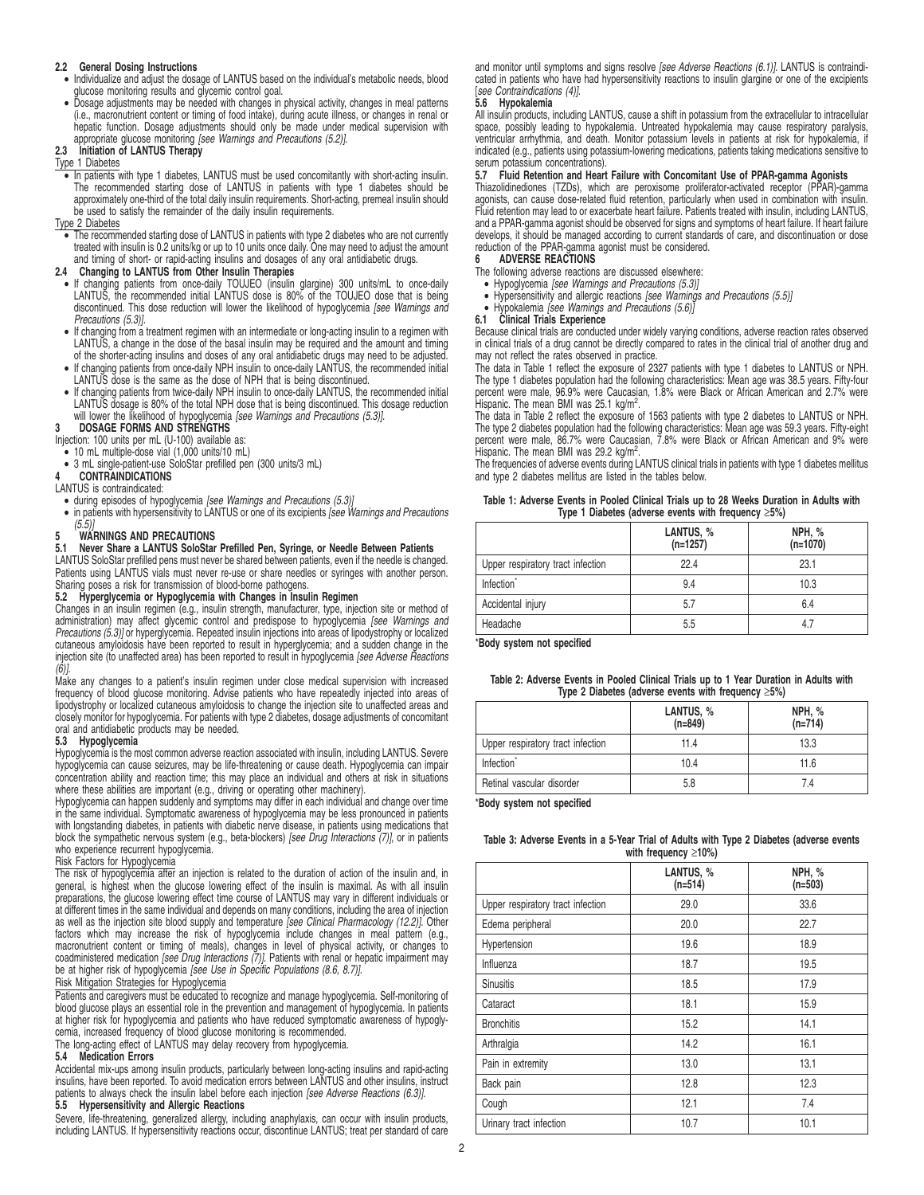### 2.2 General Dosing Instructions

- Individualize and adjust the dosage of LANTUS based on the individual's metabolic needs, blood glucose monitoring results and glycemic control goal.
- Dosage adjustments may be needed with changes in physical activity, changes in meal patterns (i.e., macronutrient content or timing of food intake), during acute illness, or changes in renal or hepatic function. Dosage adjustments should only be made under medical supervision with appropriate glucose monitoring *[see Warnings and Precautions (5.2)]*.

### 2.3 Initiation of LANTUS Therapy

Type 1 Diabetes

- In patients with type 1 diabetes, LANTUS must be used concomitantly with short-acting insulin. The recommended starting dose of LANTUS in patients with type 1 diabetes should be approximately one-third of the total daily insulin requirements. Short-acting, premeal insulin should be used to satisfy the remainder of the daily insulin requirements.

Type 2 Diabetes

- The recommended starting dose of LANTUS in patients with type 2 diabetes who are not currently treated with insulin is 0.2 units/kg or up to 10 units once daily. One may need to adjust the amount and timing of short- or rapid-acting insulins and dosages of any oral antidiabetic drugs.

### 2.4 Changing to LANTUS from Other Insulin Therapies

- If changing patients from once-daily TOUJEO (insulin glargine) 300 units/mL to once-daily LANTUS, the recommended initial LANTUS dose is 80% of the TOUJEO dose that is being discontinued. This dose reduction will lower the likelihood of hypoglycemia *[see Warnings and Precautions (5.3)]*.
- If changing from a treatment regimen with an intermediate or long-acting insulin to a regimen with LANTUS, a change in the dose of the basal insulin may be required and the amount and timing of the shorter-acting insulins and doses of any oral antidiabetic drugs may need to be adjusted.
- If changing patients from once-daily NPH insulin to once-daily LANTUS, the recommended initial LANTUS dose is the same as the dose of NPH that is being discontinued.
- If changing patients from twice-daily NPH insulin to once-daily LANTUS, the recommended initial LANTUS dosage is 80% of the total NPH dose that is being discontinued. This dosage reduction will lower the likelihood of hypoglycemia *[see Warnings and Precautions (5.3)]*.

## 3 DOSAGE FORMS AND STRENGTHS

Injection: 100 units per mL (U-100) available as:

- 10 mL multiple-dose vial (1,000 units/10 mL)
- 3 mL single-patient-use SoloStar prefilled pen (300 units/3 mL)

## 4 CONTRAINDICATIONS

LANTUS is contraindicated:

- during episodes of hypoglycemia *[see Warnings and Precautions (5.3)]*
- in patients with hypersensitivity to LANTUS or one of its excipients *[see Warnings and Precautions (5.5)]*

## 5 WARNINGS AND PRECAUTIONS

### 5.1 Never Share a LANTUS SoloStar Prefilled Pen, Syringe, or Needle Between Patients

LANTUS SoloStar prefilled pens must never be shared between patients, even if the needle is changed. Patients using LANTUS vials must never re-use or share needles or syringes with another person. Sharing poses a risk for transmission of blood-borne pathogens.

### 5.2 Hyperglycemia or Hypoglycemia with Changes in Insulin Regimen

Changes in an insulin regimen (e.g., insulin strength, manufacturer, type, injection site or method of administration) may affect glycemic control and predispose to hypoglycemia *[see Warnings and Precautions (5.3)]* or hyperglycemia. Repeated insulin injections into areas of lipodystrophy or localized cutaneous amyloidosis have been reported to result in hyperglycemia; and a sudden change in the injection site (to unaffected area) has been reported to result in hypoglycemia *[see Adverse Reactions (6)]*.

Make any changes to a patient's insulin regimen under close medical supervision with increased frequency of blood glucose monitoring. Advise patients who have repeatedly injected into areas of lipodystrophy or localized cutaneous amyloidosis to change the injection site to unaffected areas and closely monitor for hypoglycemia. For patients with type 2 diabetes, dosage adjustments of concomitant oral and antidiabetic products may be needed.

### 5.3 Hypoglycemia

Hypoglycemia is the most common adverse reaction associated with insulin, including LANTUS. Severe hypoglycemia can cause seizures, may be life-threatening or cause death. Hypoglycemia can impair concentration ability and reaction time; this may place an individual and others at risk in situations where these abilities are important (e.g., driving or operating other machinery).

Hypoglycemia can happen suddenly and symptoms may differ in each individual and change over time in the same individual. Symptomatic awareness of hypoglycemia may be less pronounced in patients with longstanding diabetes, in patients with diabetic nerve disease, in patients using medications that block the sympathetic nervous system (e.g., beta-blockers) *[see Drug Interactions (7)]*, or in patients who experience recurrent hypoglycemia.

Risk Factors for Hypoglycemia

The risk of hypoglycemia after an injection is related to the duration of action of the insulin and, in general, is highest when the glucose lowering effect of the insulin is maximal. As with all insulin preparations, the glucose lowering effect time course of LANTUS may vary in different individuals or at different times in the same individual and depends on many conditions, including the area of injection as well as the injection site blood supply and temperature *[see Clinical Pharmacology (12.2)]*. Other factors which may increase the risk of hypoglycemia include changes in meal pattern (e.g., macronutrient content or timing of meals), changes in level of physical activity, or changes to coadministered medication *[see Drug Interactions (7)]*. Patients with renal or hepatic impairment may be at higher risk of hypoglycemia *[see Use in Specific Populations (8.6, 8.7)]*.

Risk Mitigation Strategies for Hypoglycemia

Patients and caregivers must be educated to recognize and manage hypoglycemia. Self-monitoring of blood glucose plays an essential role in the prevention and management of hypoglycemia. In patients at higher risk for hypoglycemia and patients who have reduced symptomatic awareness of hypoglycemia, increased frequency of blood glucose monitoring is recommended.

The long-acting effect of LANTUS may delay recovery from hypoglycemia.

### 5.4 Medication Errors

Accidental mix-ups among insulin products, particularly between long-acting insulins and rapid-acting insulins, have been reported. To avoid medication errors between LANTUS and other insulins, instruct patients to always check the insulin label before each injection *[see Adverse Reactions (6.3)]*.

### 5.5 Hypersensitivity and Allergic Reactions

Severe, life-threatening, generalized allergy, including anaphylaxis, can occur with insulin products, including LANTUS. If hypersensitivity reactions occur, discontinue LANTUS; treat per standard of care and monitor until symptoms and signs resolve *[see Adverse Reactions (6.1)]*. LANTUS is contraindicated in patients who have had hypersensitivity reactions to insulin glargine or one of the excipients [*see Contraindications (4)]*.

### 5.6 Hypokalemia

All insulin products, including LANTUS, cause a shift in potassium from the extracellular to intracellular space, possibly leading to hypokalemia. Untreated hypokalemia may cause respiratory paralysis, ventricular arrhythmia, and death. Monitor potassium levels in patients at risk for hypokalemia, if indicated (e.g., patients using potassium-lowering medications, patients taking medications sensitive to serum potassium concentrations).

### 5.7 Fluid Retention and Heart Failure with Concomitant Use of PPAR-gamma Agonists

Thiazolidinediones (TZDs), which are peroxisome proliferator-activated receptor (PPAR)-gamma agonists, can cause dose-related fluid retention, particularly when used in combination with insulin. Fluid retention may lead to or exacerbate heart failure. Patients treated with insulin, including LANTUS, and a PPAR-gamma agonist should be observed for signs and symptoms of heart failure. If heart failure develops, it should be managed according to current standards of care, and discontinuation or dose reduction of the PPAR-gamma agonist must be considered.

## 6 ADVERSE REACTIONS

The following adverse reactions are discussed elsewhere:

- Hypoglycemia *[see Warnings and Precautions (5.3)]*
- Hypersensitivity and allergic reactions *[see Warnings and Precautions (5.5)]*
- Hypokalemia *[see Warnings and Precautions (5.6)]*

### 6.1 Clinical Trials Experience

Because clinical trials are conducted under widely varying conditions, adverse reaction rates observed in clinical trials of a drug cannot be directly compared to rates in the clinical trial of another drug and may not reflect the rates observed in practice.

The data in Table 1 reflect the exposure of 2327 patients with type 1 diabetes to LANTUS or NPH. The type 1 diabetes population had the following characteristics: Mean age was 38.5 years. Fifty-four percent were male, 96.9% were Caucasian, 1.8% were Black or African American and 2.7% were Hispanic. The mean BMI was 25.1 kg/m$^2$.

The data in Table 2 reflect the exposure of 1563 patients with type 2 diabetes to LANTUS or NPH. The type 2 diabetes population had the following characteristics: Mean age was 59.3 years. Fifty-eight percent were male, 86.7% were Caucasian, 7.8% were Black or African American and 9% were Hispanic. The mean BMI was 29.2 kg/m$^2$.

The frequencies of adverse events during LANTUS clinical trials in patients with type 1 diabetes mellitus and type 2 diabetes mellitus are listed in the tables below.

**Table 1: Adverse Events in Pooled Clinical Trials up to 28 Weeks Duration in Adults with Type 1 Diabetes (adverse events with frequency ≥5%)**

| | LANTUS, % (n=1257) | NPH, % (n=1070) |
|---|---|---|
| Upper respiratory tract infection | 22.4 | 23.1 |
| Infection* | 9.4 | 10.3 |
| Accidental injury | 5.7 | 6.4 |
| Headache | 5.5 | 4.7 |

*Body system not specified

**Table 2: Adverse Events in Pooled Clinical Trials up to 1 Year Duration in Adults with Type 2 Diabetes (adverse events with frequency ≥5%)**

| | LANTUS, % (n=849) | NPH, % (n=714) |
|---|---|---|
| Upper respiratory tract infection | 11.4 | 13.3 |
| Infection* | 10.4 | 11.6 |
| Retinal vascular disorder | 5.8 | 7.4 |

*Body system not specified

**Table 3: Adverse Events in a 5-Year Trial of Adults with Type 2 Diabetes (adverse events with frequency ≥10%)**

| | LANTUS, % (n=514) | NPH, % (n=503) |
|---|---|---|
| Upper respiratory tract infection | 29.0 | 33.6 |
| Edema peripheral | 20.0 | 22.7 |
| Hypertension | 19.6 | 18.9 |
| Influenza | 18.7 | 19.5 |
| Sinusitis | 18.5 | 17.9 |
| Cataract | 18.1 | 15.9 |
| Bronchitis | 15.2 | 14.1 |
| Arthralgia | 14.2 | 16.1 |
| Pain in extremity | 13.0 | 13.1 |
| Back pain | 12.8 | 12.3 |
| Cough | 12.1 | 7.4 |
| Urinary tract infection | 10.7 | 10.1 |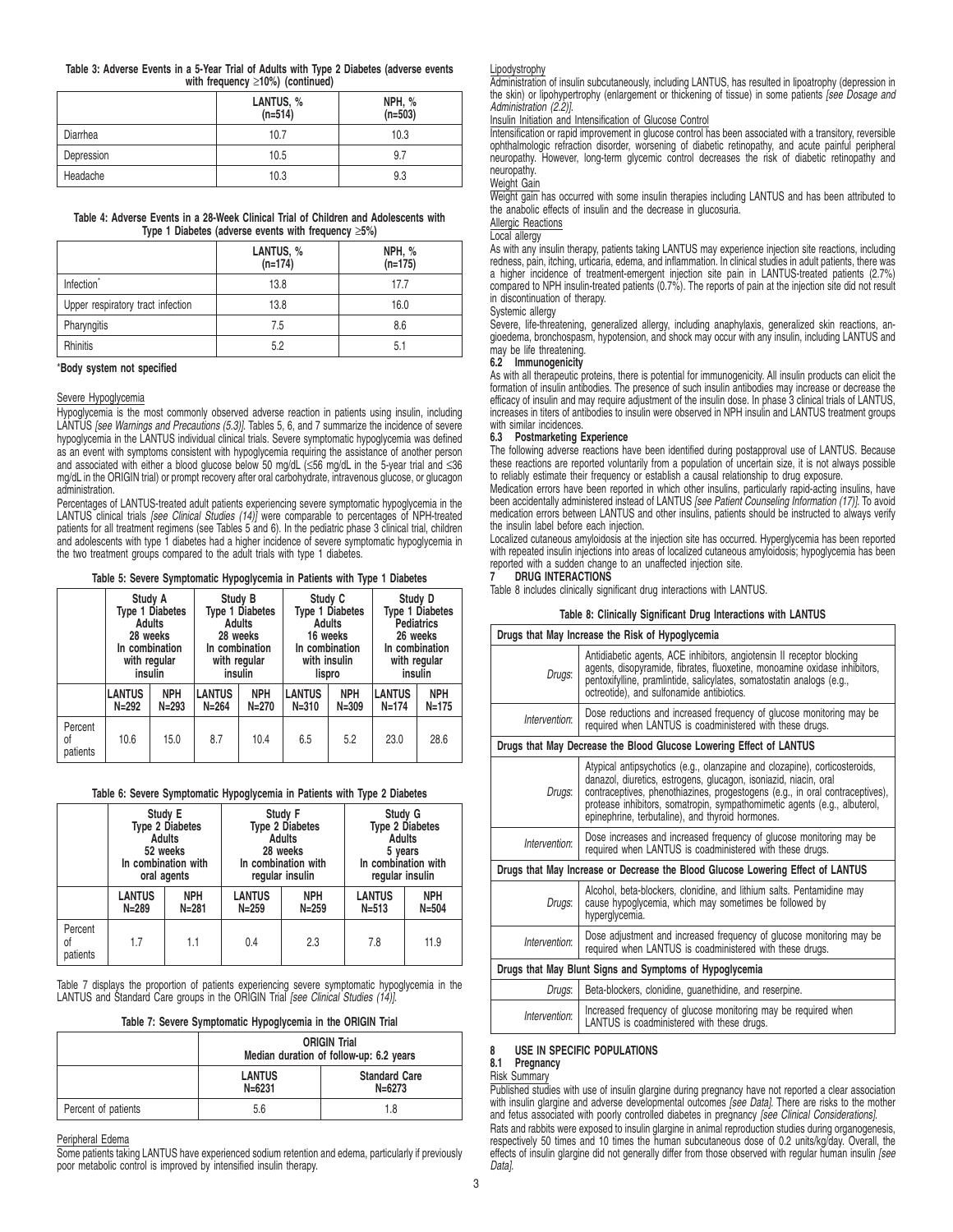**Table 3: Adverse Events in a 5-Year Trial of Adults with Type 2 Diabetes (adverse events with frequency ≥10%) (continued)**

| | LANTUS, % (n=514) | NPH, % (n=503) |
|---|---|---|
| Diarrhea | 10.7 | 10.3 |
| Depression | 10.5 | 9.7 |
| Headache | 10.3 | 9.3 |

**Table 4: Adverse Events in a 28-Week Clinical Trial of Children and Adolescents with Type 1 Diabetes (adverse events with frequency ≥5%)**

| | LANTUS, % (n=174) | NPH, % (n=175) |
|---|---|---|
| Infection* | 13.8 | 17.7 |
| Upper respiratory tract infection | 13.8 | 16.0 |
| Pharyngitis | 7.5 | 8.6 |
| Rhinitis | 5.2 | 5.1 |

**\*Body system not specified**

Severe Hypoglycemia

Hypoglycemia is the most commonly observed adverse reaction in patients using insulin, including LANTUS *[see Warnings and Precautions (5.3)]*. Tables 5, 6, and 7 summarize the incidence of severe hypoglycemia in the LANTUS individual clinical trials. Severe symptomatic hypoglycemia was defined as an event with symptoms consistent with hypoglycemia requiring the assistance of another person and associated with either a blood glucose below 50 mg/dL (≤56 mg/dL in the 5-year trial and ≤36 mg/dL in the ORIGIN trial) or prompt recovery after oral carbohydrate, intravenous glucose, or glucagon administration.

Percentages of LANTUS-treated adult patients experiencing severe symptomatic hypoglycemia in the LANTUS clinical trials *[see Clinical Studies (14)]* were comparable to percentages of NPH-treated patients for all treatment regimens (see Tables 5 and 6). In the pediatric phase 3 clinical trial, children and adolescents with type 1 diabetes had a higher incidence of severe symptomatic hypoglycemia in the two treatment groups compared to the adult trials with type 1 diabetes.

**Table 5: Severe Symptomatic Hypoglycemia in Patients with Type 1 Diabetes**

| | Study A Type 1 Diabetes Adults 28 weeks In combination with regular insulin | | Study B Type 1 Diabetes Adults 28 weeks In combination with regular insulin | | Study C Type 1 Diabetes Adults 16 weeks In combination with insulin lispro | | Study D Type 1 Diabetes Pediatrics 26 weeks In combination with regular insulin | |
|---|---|---|---|---|---|---|---|---|
| | LANTUS N=292 | NPH N=293 | LANTUS N=264 | NPH N=270 | LANTUS N=310 | NPH N=309 | LANTUS N=174 | NPH N=175 |
| Percent of patients | 10.6 | 15.0 | 8.7 | 10.4 | 6.5 | 5.2 | 23.0 | 28.6 |

**Table 6: Severe Symptomatic Hypoglycemia in Patients with Type 2 Diabetes**

| | Study E Type 2 Diabetes Adults 52 weeks In combination with oral agents | | Study F Type 2 Diabetes Adults 28 weeks In combination with regular insulin | | Study G Type 2 Diabetes Adults 5 years In combination with regular insulin | |
|---|---|---|---|---|---|---|
| | LANTUS N=289 | NPH N=281 | LANTUS N=259 | NPH N=259 | LANTUS N=513 | NPH N=504 |
| Percent of patients | 1.7 | 1.1 | 0.4 | 2.3 | 7.8 | 11.9 |

Table 7 displays the proportion of patients experiencing severe symptomatic hypoglycemia in the LANTUS and Standard Care groups in the ORIGIN Trial *[see Clinical Studies (14)]*.

**Table 7: Severe Symptomatic Hypoglycemia in the ORIGIN Trial**

| | ORIGIN Trial Median duration of follow-up: 6.2 years | |
|---|---|---|
| | LANTUS N=6231 | Standard Care N=6273 |
| Percent of patients | 5.6 | 1.8 |

Peripheral Edema

Some patients taking LANTUS have experienced sodium retention and edema, particularly if previously poor metabolic control is improved by intensified insulin therapy.

Lipodystrophy

Administration of insulin subcutaneously, including LANTUS, has resulted in lipoatrophy (depression in the skin) or lipohypertrophy (enlargement or thickening of tissue) in some patients *[see Dosage and Administration (2.2)]*.

Insulin Initiation and Intensification of Glucose Control

Intensification or rapid improvement in glucose control has been associated with a transitory, reversible ophthalmologic refraction disorder, worsening of diabetic retinopathy, and acute painful peripheral neuropathy. However, long-term glycemic control decreases the risk of diabetic retinopathy and neuropathy.

Weight Gain

Weight gain has occurred with some insulin therapies including LANTUS and has been attributed to the anabolic effects of insulin and the decrease in glucosuria.

Allergic Reactions

Local allergy

As with any insulin therapy, patients taking LANTUS may experience injection site reactions, including redness, pain, itching, urticaria, edema, and inflammation. In clinical studies in adult patients, there was a higher incidence of treatment-emergent injection site pain in LANTUS-treated patients (2.7%) compared to NPH insulin-treated patients (0.7%). The reports of pain at the injection site did not result in discontinuation of therapy.

Systemic allergy

Severe, life-threatening, generalized allergy, including anaphylaxis, generalized skin reactions, angioedema, bronchospasm, hypotension, and shock may occur with any insulin, including LANTUS and may be life threatening.

### 6.2 Immunogenicity

As with all therapeutic proteins, there is potential for immunogenicity. All insulin products can elicit the formation of insulin antibodies. The presence of such insulin antibodies may increase or decrease the efficacy of insulin and may require adjustment of the insulin dose. In phase 3 clinical trials of LANTUS, increases in titers of antibodies to insulin were observed in NPH insulin and LANTUS treatment groups with similar incidences.

### 6.3 Postmarketing Experience

The following adverse reactions have been identified during postapproval use of LANTUS. Because these reactions are reported voluntarily from a population of uncertain size, it is not always possible to reliably estimate their frequency or establish a causal relationship to drug exposure.

Medication errors have been reported in which other insulins, particularly rapid-acting insulins, have been accidentally administered instead of LANTUS *[see Patient Counseling Information (17)]*. To avoid medication errors between LANTUS and other insulins, patients should be instructed to always verify the insulin label before each injection.

Localized cutaneous amyloidosis at the injection site has occurred. Hyperglycemia has been reported with repeated insulin injections into areas of localized cutaneous amyloidosis; hypoglycemia has been reported with a sudden change to an unaffected injection site.

## 7 DRUG INTERACTIONS

Table 8 includes clinically significant drug interactions with LANTUS.

**Table 8: Clinically Significant Drug Interactions with LANTUS**

| Drugs that May Increase the Risk of Hypoglycemia | |
|---|---|
| *Drugs:* | Antidiabetic agents, ACE inhibitors, angiotensin II receptor blocking agents, disopyramide, fibrates, fluoxetine, monoamine oxidase inhibitors, pentoxifylline, pramlintide, salicylates, somatostatin analogs (e.g., octreotide), and sulfonamide antibiotics. |
| *Intervention:* | Dose reductions and increased frequency of glucose monitoring may be required when LANTUS is coadministered with these drugs. |
| **Drugs that May Decrease the Blood Glucose Lowering Effect of LANTUS** | |
| *Drugs:* | Atypical antipsychotics (e.g., olanzapine and clozapine), corticosteroids, danazol, diuretics, estrogens, glucagon, isoniazid, niacin, oral contraceptives, phenothiazines, progestogens (e.g., in oral contraceptives), protease inhibitors, somatropin, sympathomimetic agents (e.g., albuterol, epinephrine, terbutaline), and thyroid hormones. |
| *Intervention:* | Dose increases and increased frequency of glucose monitoring may be required when LANTUS is coadministered with these drugs. |
| **Drugs that May Increase or Decrease the Blood Glucose Lowering Effect of LANTUS** | |
| *Drugs:* | Alcohol, beta-blockers, clonidine, and lithium salts. Pentamidine may cause hypoglycemia, which may sometimes be followed by hyperglycemia. |
| *Intervention:* | Dose adjustment and increased frequency of glucose monitoring may be required when LANTUS is coadministered with these drugs. |
| **Drugs that May Blunt Signs and Symptoms of Hypoglycemia** | |
| *Drugs:* | Beta-blockers, clonidine, guanethidine, and reserpine. |
| *Intervention:* | Increased frequency of glucose monitoring may be required when LANTUS is coadministered with these drugs. |

## 8 USE IN SPECIFIC POPULATIONS

### 8.1 Pregnancy

Risk Summary

Published studies with use of insulin glargine during pregnancy have not reported a clear association with insulin glargine and adverse developmental outcomes *[see Data]*. There are risks to the mother and fetus associated with poorly controlled diabetes in pregnancy *[see Clinical Considerations]*.

Rats and rabbits were exposed to insulin glargine in animal reproduction studies during organogenesis, respectively 50 times and 10 times the human subcutaneous dose of 0.2 units/kg/day. Overall, the effects of insulin glargine did not generally differ from those observed with regular human insulin *[see Data]*.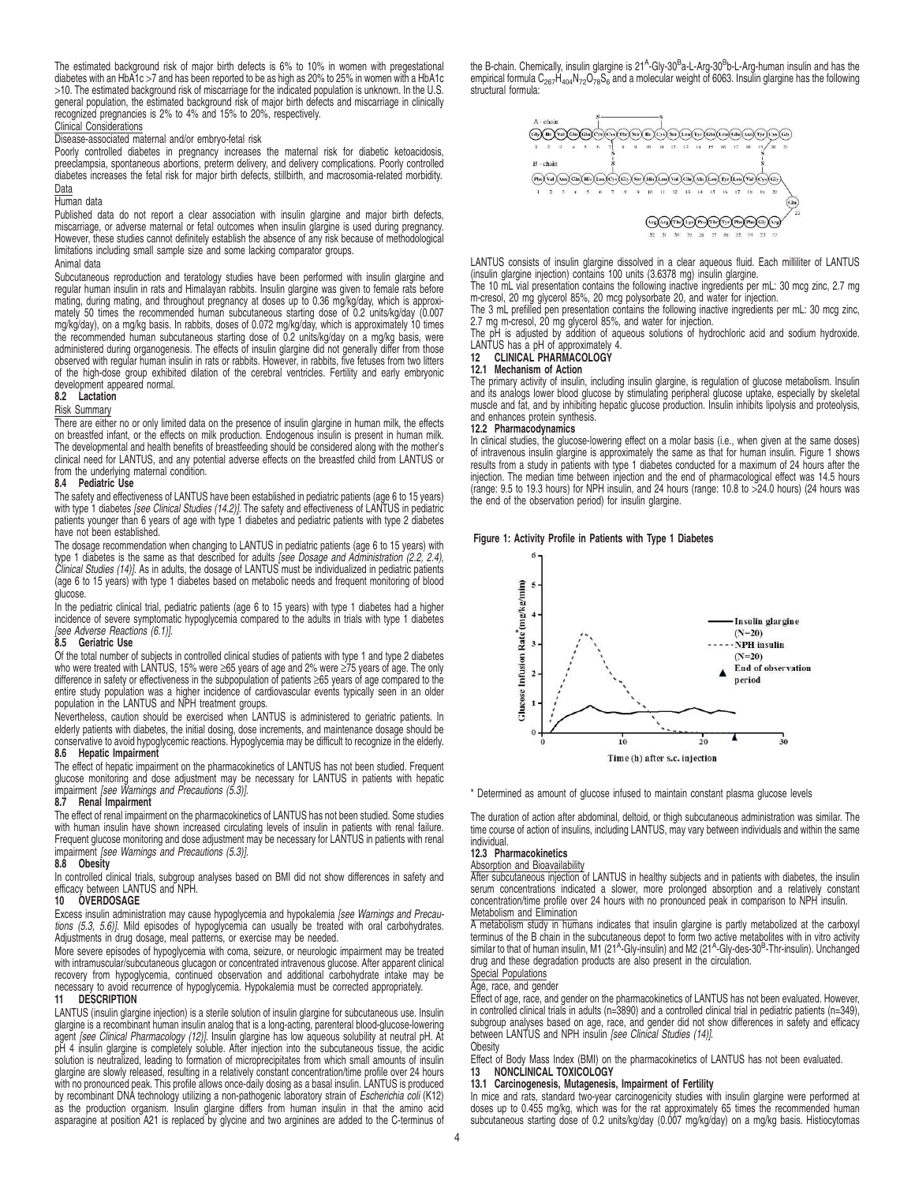The estimated background risk of major birth defects is 6% to 10% in women with pregestational diabetes with an HbA1c >7 and has been reported to be as high as 20% to 25% in women with a HbA1c >10. The estimated background risk of miscarriage for the indicated population is unknown. In the U.S. general population, the estimated background risk of major birth defects and miscarriage in clinically recognized pregnancies is 2% to 4% and 15% to 20%, respectively.

Clinical Considerations

Disease-associated maternal and/or embryo-fetal risk

Poorly controlled diabetes in pregnancy increases the maternal risk for diabetic ketoacidosis, preeclampsia, spontaneous abortions, preterm delivery, and delivery complications. Poorly controlled diabetes increases the fetal risk for major birth defects, stillbirth, and macrosomia-related morbidity.

Data

Human data

Published data do not report a clear association with insulin glargine and major birth defects, miscarriage, or adverse maternal or fetal outcomes when insulin glargine is used during pregnancy. However, these studies cannot definitely establish the absence of any risk because of methodological limitations including small sample size and some lacking comparator groups.

Animal data

Subcutaneous reproduction and teratology studies have been performed with insulin glargine and regular human insulin in rats and Himalayan rabbits. Insulin glargine was given to female rats before mating, during mating, and throughout pregnancy at doses up to 0.36 mg/kg/day, which is approximately 50 times the recommended human subcutaneous starting dose of 0.2 units/kg/day (0.007 mg/kg/day), on a mg/kg basis. In rabbits, doses of 0.072 mg/kg/day, which is approximately 10 times the recommended human subcutaneous starting dose of 0.2 units/kg/day on a mg/kg basis, were administered during organogenesis. The effects of insulin glargine did not generally differ from those observed with regular human insulin in rats or rabbits. However, in rabbits, five fetuses from two litters of the high-dose group exhibited dilation of the cerebral ventricles. Fertility and early embryonic development appeared normal.

### 8.2 Lactation

Risk Summary

There are either no or only limited data on the presence of insulin glargine in human milk, the effects on breastfed infant, or the effects on milk production. Endogenous insulin is present in human milk. The developmental and health benefits of breastfeeding should be considered along with the mother's clinical need for LANTUS, and any potential adverse effects on the breastfed child from LANTUS or from the underlying maternal condition.

### 8.4 Pediatric Use

The safety and effectiveness of LANTUS have been established in pediatric patients (age 6 to 15 years) with type 1 diabetes *[see Clinical Studies (14.2)]*. The safety and effectiveness of LANTUS in pediatric patients younger than 6 years of age with type 1 diabetes and pediatric patients with type 2 diabetes have not been established.

The dosage recommendation when changing to LANTUS in pediatric patients (age 6 to 15 years) with type 1 diabetes is the same as that described for adults *[see Dosage and Administration (2.2, 2.4), Clinical Studies (14)]*. As in adults, the dosage of LANTUS must be individualized in pediatric patients (age 6 to 15 years) with type 1 diabetes based on metabolic needs and frequent monitoring of blood glucose.

In the pediatric clinical trial, pediatric patients (age 6 to 15 years) with type 1 diabetes had a higher incidence of severe symptomatic hypoglycemia compared to the adults in trials with type 1 diabetes *[see Adverse Reactions (6.1)]*.

### 8.5 Geriatric Use

Of the total number of subjects in controlled clinical studies of patients with type 1 and type 2 diabetes who were treated with LANTUS, 15% were ≥65 years of age and 2% were ≥75 years of age. The only difference in safety or effectiveness in the subpopulation of patients ≥65 years of age compared to the entire study population was a higher incidence of cardiovascular events typically seen in an older population in the LANTUS and NPH treatment groups.

Nevertheless, caution should be exercised when LANTUS is administered to geriatric patients. In elderly patients with diabetes, the initial dosing, dose increments, and maintenance dosage should be conservative to avoid hypoglycemic reactions. Hypoglycemia may be difficult to recognize in the elderly.

### 8.6 Hepatic Impairment

The effect of hepatic impairment on the pharmacokinetics of LANTUS has not been studied. Frequent glucose monitoring and dose adjustment may be necessary for LANTUS in patients with hepatic impairment *[see Warnings and Precautions (5.3)]*.

### 8.7 Renal Impairment

The effect of renal impairment on the pharmacokinetics of LANTUS has not been studied. Some studies with human insulin have shown increased circulating levels of insulin in patients with renal failure. Frequent glucose monitoring and dose adjustment may be necessary for LANTUS in patients with renal impairment *[see Warnings and Precautions (5.3)]*.

### 8.8 Obesity

In controlled clinical trials, subgroup analyses based on BMI did not show differences in safety and efficacy between LANTUS and NPH.

## 10 OVERDOSAGE

Excess insulin administration may cause hypoglycemia and hypokalemia *[see Warnings and Precautions (5.3, 5.6)]*. Mild episodes of hypoglycemia can usually be treated with oral carbohydrates. Adjustments in drug dosage, meal patterns, or exercise may be needed.

More severe episodes of hypoglycemia with coma, seizure, or neurologic impairment may be treated with intramuscular/subcutaneous glucagon or concentrated intravenous glucose. After apparent clinical recovery from hypoglycemia, continued observation and additional carbohydrate intake may be necessary to avoid recurrence of hypoglycemia. Hypokalemia must be corrected appropriately.

## 11 DESCRIPTION

LANTUS (insulin glargine injection) is a sterile solution of insulin glargine for subcutaneous use. Insulin glargine is a recombinant human insulin analog that is a long-acting, parenteral blood-glucose-lowering agent *[see Clinical Pharmacology (12)]*. Insulin glargine has low aqueous solubility at neutral pH. At pH 4 insulin glargine is completely soluble. After injection into the subcutaneous tissue, the acidic solution is neutralized, leading to formation of microprecipitates from which small amounts of insulin glargine are slowly released, resulting in a relatively constant concentration/time profile over 24 hours with no pronounced peak. This profile allows once-daily dosing as a basal insulin. LANTUS is produced by recombinant DNA technology utilizing a non-pathogenic laboratory strain of *Escherichia coli* (K12) as the production organism. Insulin glargine differs from human insulin in that the amino acid asparagine at position A21 is replaced by glycine and two arginines are added to the C-terminus of the B-chain. Chemically, insulin glargine is $21^{A}$-Gly-$30^{B}$a-L-Arg-$30^{B}$b-L-Arg-human insulin and has the empirical formula $C_{267}H_{404}N_{72}O_{78}S_6$ and a molecular weight of 6063. Insulin glargine has the following structural formula:

[Structural formula: A-chain: Gly Ile Val Glu Gln Cys Cys Thr Ser Ile Cys Ser Leu Tyr Gln Leu Glu Asn Tyr Cys Gly (1–21); B-chain: Phe Val Asn Gln His Leu Cys Gly Ser His Leu Val Glu Ala Leu Tyr Leu Val Cys Gly Glu Arg Gly Phe Phe Tyr Thr Pro Lys Thr Arg Arg (1–32), with disulfide bonds]

LANTUS consists of insulin glargine dissolved in a clear aqueous fluid. Each milliliter of LANTUS (insulin glargine injection) contains 100 units (3.6378 mg) insulin glargine.

The 10 mL vial presentation contains the following inactive ingredients per mL: 30 mcg zinc, 2.7 mg m-cresol, 20 mg glycerol 85%, 20 mcg polysorbate 20, and water for injection.

The 3 mL prefilled pen presentation contains the following inactive ingredients per mL: 30 mcg zinc, 2.7 mg m-cresol, 20 mg glycerol 85%, and water for injection.

The pH is adjusted by addition of aqueous solutions of hydrochloric acid and sodium hydroxide. LANTUS has a pH of approximately 4.

## 12 CLINICAL PHARMACOLOGY

### 12.1 Mechanism of Action

The primary activity of insulin, including insulin glargine, is regulation of glucose metabolism. Insulin and its analogs lower blood glucose by stimulating peripheral glucose uptake, especially by skeletal muscle and fat, and by inhibiting hepatic glucose production. Insulin inhibits lipolysis and proteolysis, and enhances protein synthesis.

### 12.2 Pharmacodynamics

In clinical studies, the glucose-lowering effect on a molar basis (i.e., when given at the same doses) of intravenous insulin glargine is approximately the same as that for human insulin. Figure 1 shows results from a study in patients with type 1 diabetes conducted for a maximum of 24 hours after the injection. The median time between injection and the end of pharmacological effect was 14.5 hours (range: 9.5 to 19.3 hours) for NPH insulin, and 24 hours (range: 10.8 to >24.0 hours) (24 hours was the end of the observation period) for insulin glargine.

**Figure 1: Activity Profile in Patients with Type 1 Diabetes**

[Graph: Glucose Infusion Rate* (mg/kg/min) vs Time (h) after s.c. injection; legend: Insulin glargine (N=20), NPH insulin (N=20), End of observation period]

\* Determined as amount of glucose infused to maintain constant plasma glucose levels

The duration of action after abdominal, deltoid, or thigh subcutaneous administration was similar. The time course of action of insulins, including LANTUS, may vary between individuals and within the same individual.

### 12.3 Pharmacokinetics

Absorption and Bioavailability

After subcutaneous injection of LANTUS in healthy subjects and in patients with diabetes, the insulin serum concentrations indicated a slower, more prolonged absorption and a relatively constant concentration/time profile over 24 hours with no pronounced peak in comparison to NPH insulin.

Metabolism and Elimination

A metabolism study in humans indicates that insulin glargine is partly metabolized at the carboxyl terminus of the B chain in the subcutaneous depot to form two active metabolites with in vitro activity similar to that of human insulin, M1 ($21^{A}$-Gly-insulin) and M2 ($21^{A}$-Gly-des-$30^{B}$-Thr-insulin). Unchanged drug and these degradation products are also present in the circulation.

Special Populations

Age, race, and gender

Effect of age, race, and gender on the pharmacokinetics of LANTUS has not been evaluated. However, in controlled clinical trials in adults (n=3890) and a controlled clinical trial in pediatric patients (n=349), subgroup analyses based on age, race, and gender did not show differences in safety and efficacy between LANTUS and NPH insulin *[see Clinical Studies (14)]*.

Obesity

Effect of Body Mass Index (BMI) on the pharmacokinetics of LANTUS has not been evaluated.

## 13 NONCLINICAL TOXICOLOGY

### 13.1 Carcinogenesis, Mutagenesis, Impairment of Fertility

In mice and rats, standard two-year carcinogenicity studies with insulin glargine were performed at doses up to 0.455 mg/kg, which was for the rat approximately 65 times the recommended human subcutaneous starting dose of 0.2 units/kg/day (0.007 mg/kg/day) on a mg/kg basis. Histiocytomas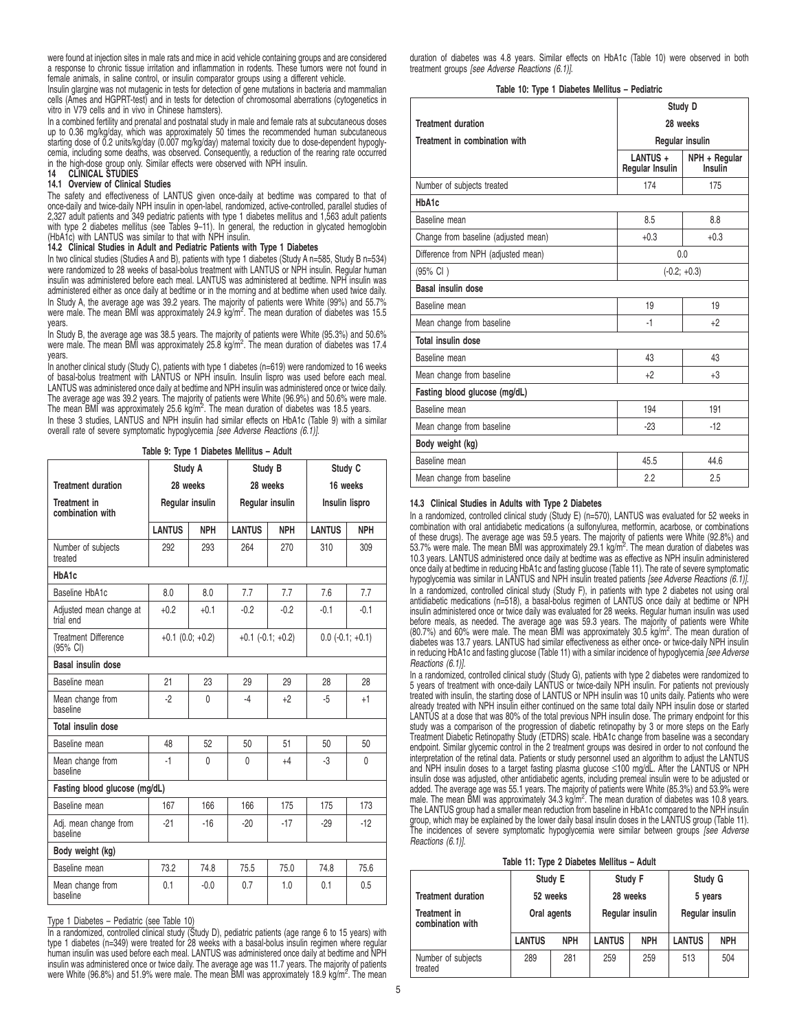were found at injection sites in male rats and mice in acid vehicle containing groups and are considered a response to chronic tissue irritation and inflammation in rodents. These tumors were not found in female animals, in saline control, or insulin comparator groups using a different vehicle.

Insulin glargine was not mutagenic in tests for detection of gene mutations in bacteria and mammalian cells (Ames and HGPRT-test) and in tests for detection of chromosomal aberrations (cytogenetics in vitro in V79 cells and in vivo in Chinese hamsters).

In a combined fertility and prenatal and postnatal study in male and female rats at subcutaneous doses up to 0.36 mg/kg/day, which was approximately 50 times the recommended human subcutaneous starting dose of 0.2 units/kg/day (0.007 mg/kg/day) maternal toxicity due to dose-dependent hypoglycemia, including some deaths, was observed. Consequently, a reduction of the rearing rate occurred in the high-dose group only. Similar effects were observed with NPH insulin.

## 14 CLINICAL STUDIES

### 14.1 Overview of Clinical Studies

The safety and effectiveness of LANTUS given once-daily at bedtime was compared to that of once-daily and twice-daily NPH insulin in open-label, randomized, active-controlled, parallel studies of 2,327 adult patients and 349 pediatric patients with type 1 diabetes mellitus and 1,563 adult patients with type 2 diabetes mellitus (see Tables 9–11). In general, the reduction in glycated hemoglobin (HbA1c) with LANTUS was similar to that with NPH insulin.

### 14.2 Clinical Studies in Adult and Pediatric Patients with Type 1 Diabetes

In two clinical studies (Studies A and B), patients with type 1 diabetes (Study A n=585, Study B n=534) were randomized to 28 weeks of basal-bolus treatment with LANTUS or NPH insulin. Regular human insulin was administered before each meal. LANTUS was administered at bedtime. NPH insulin was administered either as once daily at bedtime or in the morning and at bedtime when used twice daily.

In Study A, the average age was 39.2 years. The majority of patients were White (99%) and 55.7% were male. The mean BMI was approximately 24.9 kg/m$^2$. The mean duration of diabetes was 15.5 years.

In Study B, the average age was 38.5 years. The majority of patients were White (95.3%) and 50.6% were male. The mean BMI was approximately 25.8 kg/m$^2$. The mean duration of diabetes was 17.4 years.

In another clinical study (Study C), patients with type 1 diabetes (n=619) were randomized to 16 weeks of basal-bolus treatment with LANTUS or NPH insulin. Insulin lispro was used before each meal. LANTUS was administered once daily at bedtime and NPH insulin was administered once or twice daily. The average age was 39.2 years. The majority of patients were White (96.9%) and 50.6% were male. The mean BMI was approximately 25.6 kg/m$^2$. The mean duration of diabetes was 18.5 years.

In these 3 studies, LANTUS and NPH insulin had similar effects on HbA1c (Table 9) with a similar overall rate of severe symptomatic hypoglycemia *[see Adverse Reactions (6.1)]*.

**Table 9: Type 1 Diabetes Mellitus – Adult**

| | Study A | | Study B | | Study C | |
|---|---|---|---|---|---|---|
| Treatment duration | 28 weeks | | 28 weeks | | 16 weeks | |
| Treatment in combination with | Regular insulin | | Regular insulin | | Insulin lispro | |
| | LANTUS | NPH | LANTUS | NPH | LANTUS | NPH |
| Number of subjects treated | 292 | 293 | 264 | 270 | 310 | 309 |
| **HbA1c** | | | | | | |
| Baseline HbA1c | 8.0 | 8.0 | 7.7 | 7.7 | 7.6 | 7.7 |
| Adjusted mean change at trial end | +0.2 | +0.1 | -0.2 | -0.2 | -0.1 | -0.1 |
| Treatment Difference (95% CI) | +0.1 (0.0; +0.2) | | +0.1 (-0.1; +0.2) | | 0.0 (-0.1; +0.1) | |
| **Basal insulin dose** | | | | | | |
| Baseline mean | 21 | 23 | 29 | 29 | 28 | 28 |
| Mean change from baseline | -2 | 0 | -4 | +2 | -5 | +1 |
| **Total insulin dose** | | | | | | |
| Baseline mean | 48 | 52 | 50 | 51 | 50 | 50 |
| Mean change from baseline | -1 | 0 | 0 | +4 | -3 | 0 |
| **Fasting blood glucose (mg/dL)** | | | | | | |
| Baseline mean | 167 | 166 | 166 | 175 | 175 | 173 |
| Adj. mean change from baseline | -21 | -16 | -20 | -17 | -29 | -12 |
| **Body weight (kg)** | | | | | | |
| Baseline mean | 73.2 | 74.8 | 75.5 | 75.0 | 74.8 | 75.6 |
| Mean change from baseline | 0.1 | -0.0 | 0.7 | 1.0 | 0.1 | 0.5 |

Type 1 Diabetes – Pediatric (see Table 10)

In a randomized, controlled clinical study (Study D), pediatric patients (age range 6 to 15 years) with type 1 diabetes (n=349) were treated for 28 weeks with a basal-bolus insulin regimen where regular human insulin was used before each meal. LANTUS was administered once daily at bedtime and NPH insulin was administered once or twice daily. The average age was 11.7 years. The majority of patients were White (96.8%) and 51.9% were male. The mean BMI was approximately 18.9 kg/m$^2$. The mean duration of diabetes was 4.8 years. Similar effects on HbA1c (Table 10) were observed in both treatment groups *[see Adverse Reactions (6.1)]*.

**Table 10: Type 1 Diabetes Mellitus – Pediatric**

| | Study D | |
|---|---|---|
| Treatment duration | 28 weeks | |
| Treatment in combination with | Regular insulin | |
| | LANTUS + Regular Insulin | NPH + Regular Insulin |
| Number of subjects treated | 174 | 175 |
| **HbA1c** | | |
| Baseline mean | 8.5 | 8.8 |
| Change from baseline (adjusted mean) | +0.3 | +0.3 |
| Difference from NPH (adjusted mean) | 0.0 | |
| (95% CI ) | (-0.2; +0.3) | |
| **Basal insulin dose** | | |
| Baseline mean | 19 | 19 |
| Mean change from baseline | -1 | +2 |
| **Total insulin dose** | | |
| Baseline mean | 43 | 43 |
| Mean change from baseline | +2 | +3 |
| **Fasting blood glucose (mg/dL)** | | |
| Baseline mean | 194 | 191 |
| Mean change from baseline | -23 | -12 |
| **Body weight (kg)** | | |
| Baseline mean | 45.5 | 44.6 |
| Mean change from baseline | 2.2 | 2.5 |

### 14.3 Clinical Studies in Adults with Type 2 Diabetes

In a randomized, controlled clinical study (Study E) (n=570), LANTUS was evaluated for 52 weeks in combination with oral antidiabetic medications (a sulfonylurea, metformin, acarbose, or combinations of these drugs). The average age was 59.5 years. The majority of patients were White (92.8%) and 53.7% were male. The mean BMI was approximately 29.1 kg/m$^2$. The mean duration of diabetes was 10.3 years. LANTUS administered once daily at bedtime was as effective as NPH insulin administered once daily at bedtime in reducing HbA1c and fasting glucose (Table 11). The rate of severe symptomatic hypoglycemia was similar in LANTUS and NPH insulin treated patients *[see Adverse Reactions (6.1)]*.

In a randomized, controlled clinical study (Study F), in patients with type 2 diabetes not using oral antidiabetic medications (n=518), a basal-bolus regimen of LANTUS once daily at bedtime or NPH insulin administered once or twice daily was evaluated for 28 weeks. Regular human insulin was used before meals, as needed. The average age was 59.3 years. The majority of patients were White (80.7%) and 60% were male. The mean BMI was approximately 30.5 kg/m$^2$. The mean duration of diabetes was 13.7 years. LANTUS had similar effectiveness as either once- or twice-daily NPH insulin in reducing HbA1c and fasting glucose (Table 11) with a similar incidence of hypoglycemia *[see Adverse Reactions (6.1)]*.

In a randomized, controlled clinical study (Study G), patients with type 2 diabetes were randomized to 5 years of treatment with once-daily LANTUS or twice-daily NPH insulin. For patients not previously treated with insulin, the starting dose of LANTUS or NPH insulin was 10 units daily. Patients who were already treated with NPH insulin either continued on the same total daily NPH insulin dose or started LANTUS at a dose that was 80% of the total previous NPH insulin dose. The primary endpoint for this study was a comparison of the progression of diabetic retinopathy by 3 or more steps on the Early Treatment Diabetic Retinopathy Study (ETDRS) scale. HbA1c change from baseline was a secondary endpoint. Similar glycemic control in the 2 treatment groups was desired in order to not confound the interpretation of the retinal data. Patients or study personnel used an algorithm to adjust the LANTUS and NPH insulin doses to a target fasting plasma glucose ≤100 mg/dL. After the LANTUS or NPH insulin dose was adjusted, other antidiabetic agents, including premeal insulin were to be adjusted or added. The average age was 55.1 years. The majority of patients were White (85.3%) and 53.9% were male. The mean BMI was approximately 34.3 kg/m$^2$. The mean duration of diabetes was 10.8 years. The LANTUS group had a smaller mean reduction from baseline in HbA1c compared to the NPH insulin group, which may be explained by the lower daily basal insulin doses in the LANTUS group (Table 11). The incidences of severe symptomatic hypoglycemia were similar between groups *[see Adverse Reactions (6.1)]*.

**Table 11: Type 2 Diabetes Mellitus – Adult**

| | Study E | | Study F | | Study G | |
|---|---|---|---|---|---|---|
| Treatment duration | 52 weeks | | 28 weeks | | 5 years | |
| Treatment in combination with | Oral agents | | Regular insulin | | Regular insulin | |
| | LANTUS | NPH | LANTUS | NPH | LANTUS | NPH |
| Number of subjects treated | 289 | 281 | 259 | 259 | 513 | 504 |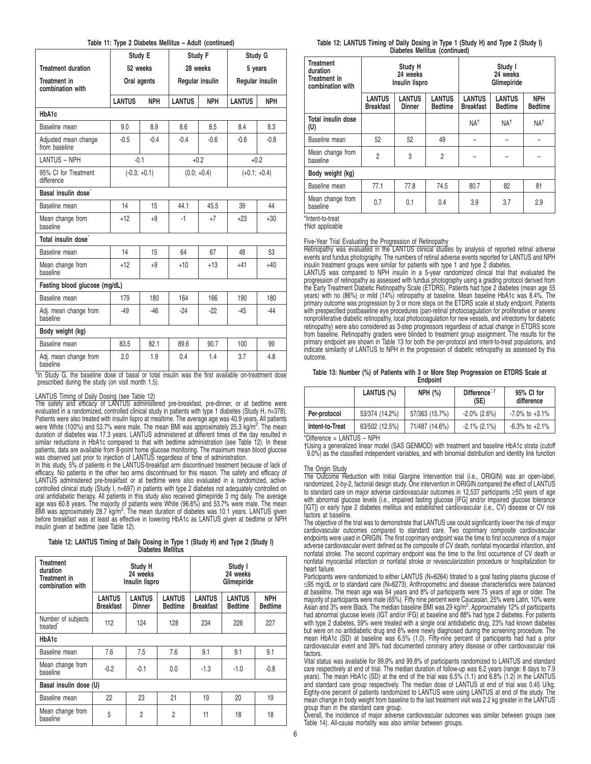**Table 11: Type 2 Diabetes Mellitus – Adult (continued)**

| | Study E | | Study F | | Study G | |
|---|---|---|---|---|---|---|
| **Treatment duration** | 52 weeks | | 28 weeks | | 5 years | |
| **Treatment in combination with** | Oral agents | | Regular insulin | | Regular insulin | |
| | **LANTUS** | **NPH** | **LANTUS** | **NPH** | **LANTUS** | **NPH** |
| **HbA1c** | | | | | | |
| Baseline mean | 9.0 | 8.9 | 8.6 | 8.5 | 8.4 | 8.3 |
| Adjusted mean change from baseline | -0.5 | -0.4 | -0.4 | -0.6 | -0.6 | -0.8 |
| LANTUS – NPH | -0.1 | | +0.2 | | +0.2 | |
| 95% CI for Treatment difference | (-0.3; +0.1) | | (0.0; +0.4) | | (+0.1; +0.4) | |
| **Basal insulin dose*** | | | | | | |
| Baseline mean | 14 | 15 | 44.1 | 45.5 | 39 | 44 |
| Mean change from baseline | +12 | +9 | -1 | +7 | +23 | +30 |
| **Total insulin dose*** | | | | | | |
| Baseline mean | 14 | 15 | 64 | 67 | 48 | 53 |
| Mean change from baseline | +12 | +9 | +10 | +13 | +41 | +40 |
| **Fasting blood glucose (mg/dL)** | | | | | | |
| Baseline mean | 179 | 180 | 164 | 166 | 190 | 180 |
| Adj. mean change from baseline | -49 | -46 | -24 | -22 | -45 | -44 |
| **Body weight (kg)** | | | | | | |
| Baseline mean | 83.5 | 82.1 | 89.6 | 90.7 | 100 | 99 |
| Adj. mean change from baseline | 2.0 | 1.9 | 0.4 | 1.4 | 3.7 | 4.8 |

*In Study G, the baseline dose of basal or total insulin was the first available on-treatment dose prescribed during the study (on visit month 1.5).

LANTUS Timing of Daily Dosing (see Table 12)

The safety and efficacy of LANTUS administered pre-breakfast, pre-dinner, or at bedtime were evaluated in a randomized, controlled clinical study in patients with type 1 diabetes (Study H, n=378). Patients were also treated with insulin lispro at mealtime. The average age was 40.9 years. All patients were White (100%) and 53.7% were male. The mean BMI was approximately 25.3 kg/m$^2$. The mean duration of diabetes was 17.3 years. LANTUS administered at different times of the day resulted in similar reductions in HbA1c compared to that with bedtime administration (see Table 12). In these patients, data are available from 8-point home glucose monitoring. The maximum mean blood glucose was observed just prior to injection of LANTUS regardless of time of administration.

In this study, 5% of patients in the LANTUS-breakfast arm discontinued treatment because of lack of efficacy. No patients in the other two arms discontinued for this reason. The safety and efficacy of LANTUS administered pre-breakfast or at bedtime were also evaluated in a randomized, active-controlled clinical study (Study I, n=697) in patients with type 2 diabetes not adequately controlled on oral antidiabetic therapy. All patients in this study also received glimepiride 3 mg daily. The average age was 60.8 years. The majority of patients were White (96.6%) and 53.7% were male. The mean BMI was approximately 28.7 kg/m$^2$. The mean duration of diabetes was 10.1 years. LANTUS given before breakfast was at least as effective in lowering HbA1c as LANTUS given at bedtime or NPH insulin given at bedtime (see Table 12).

**Table 12: LANTUS Timing of Daily Dosing in Type 1 (Study H) and Type 2 (Study I) Diabetes Mellitus**

| **Treatment duration Treatment in combination with** | Study H 24 weeks Insulin lispro | | | Study I 24 weeks Glimepiride | | |
|---|---|---|---|---|---|---|
| | **LANTUS Breakfast** | **LANTUS Dinner** | **LANTUS Bedtime** | **LANTUS Breakfast** | **LANTUS Bedtime** | **NPH Bedtime** |
| Number of subjects treated* | 112 | 124 | 128 | 234 | 226 | 227 |
| **HbA1c** | | | | | | |
| Baseline mean | 7.6 | 7.5 | 7.6 | 9.1 | 9.1 | 9.1 |
| Mean change from baseline | -0.2 | -0.1 | 0.0 | -1.3 | -1.0 | -0.8 |
| **Basal insulin dose (U)** | | | | | | |
| Baseline mean | 22 | 23 | 21 | 19 | 20 | 19 |
| Mean change from baseline | 5 | 2 | 2 | 11 | 18 | 18 |
| **Total insulin dose (U)** | | | | NA† | NA† | NA† |
| Baseline mean | 52 | 52 | 49 | – | – | – |
| Mean change from baseline | 2 | 3 | 2 | – | – | – |
| **Body weight (kg)** | | | | | | |
| Baseline mean | 77.1 | 77.8 | 74.5 | 80.7 | 82 | 81 |
| Mean change from baseline | 0.7 | 0.1 | 0.4 | 3.9 | 3.7 | 2.9 |

*Intent-to-treat
†Not applicable

Five-Year Trial Evaluating the Progression of Retinopathy

Retinopathy was evaluated in the LANTUS clinical studies by analysis of reported retinal adverse events and fundus photography. The numbers of retinal adverse events reported for LANTUS and NPH insulin treatment groups were similar for patients with type 1 and type 2 diabetes.

LANTUS was compared to NPH insulin in a 5-year randomized clinical trial that evaluated the progression of retinopathy as assessed with fundus photography using a grading protocol derived from the Early Treatment Diabetic Retinopathy Scale (ETDRS). Patients had type 2 diabetes (mean age 55 years) with no (86%) or mild (14%) retinopathy at baseline. Mean baseline HbA1c was 8.4%. The primary outcome was progression by 3 or more steps on the ETDRS scale at study endpoint. Patients with prespecified postbaseline eye procedures (pan-retinal photocoagulation for proliferative or severe nonproliferative diabetic retinopathy, local photocoagulation for new vessels, and vitrectomy for diabetic retinopathy) were also considered as 3-step progressors regardless of actual change in ETDRS score from baseline. Retinopathy graders were blinded to treatment group assignment. The results for the primary endpoint are shown in Table 13 for both the per-protocol and intent-to-treat populations, and indicate similarity of LANTUS to NPH in the progression of diabetic retinopathy as assessed by this outcome.

**Table 13: Number (%) of Patients with 3 or More Step Progression on ETDRS Scale at Endpoint**

| | LANTUS (%) | NPH (%) | Difference*,† (SE) | 95% CI for difference |
|---|---|---|---|---|
| **Per-protocol** | 53/374 (14.2%) | 57/363 (15.7%) | -2.0% (2.6%) | -7.0% to +3.1% |
| **Intent-to-Treat** | 63/502 (12.5%) | 71/487 (14.6%) | -2.1% (2.1%) | -6.3% to +2.1% |

*Difference = LANTUS – NPH
†Using a generalized linear model (SAS GENMOD) with treatment and baseline HbA1c strata (cutoff 9.0%) as the classified independent variables, and with binomial distribution and identity link function

The Origin Study

The Outcome Reduction with Initial Glargine Intervention trial (i.e., ORIGIN) was an open-label, randomized, 2-by-2, factorial design study. One intervention in ORIGIN compared the effect of LANTUS to standard care on major adverse cardiovascular outcomes in 12,537 participants ≥50 years of age with abnormal glucose levels (i.e., impaired fasting glucose [IFG] and/or impaired glucose tolerance [IGT]) or early type 2 diabetes mellitus and established cardiovascular (i.e., CV) disease or CV risk factors at baseline.

The objective of the trial was to demonstrate that LANTUS use could significantly lower the risk of major cardiovascular outcomes compared to standard care. Two coprimary composite cardiovascular endpoints were used in ORIGIN. The first coprimary endpoint was the time to first occurrence of a major adverse cardiovascular event defined as the composite of CV death, nonfatal myocardial infarction, and nonfatal stroke. The second coprimary endpoint was the time to the first occurrence of CV death or nonfatal myocardial infarction or nonfatal stroke or revascularization procedure or hospitalization for heart failure.

Participants were randomized to either LANTUS (N=6264) titrated to a goal fasting plasma glucose of ≤95 mg/dL or to standard care (N=6273). Anthropometric and disease characteristics were balanced at baseline. The mean age was 64 years and 8% of participants were 75 years of age or older. The majority of participants were male (65%). Fifty nine percent were Caucasian, 25% were Latin, 10% were Asian and 3% were Black. The median baseline BMI was 29 kg/m$^2$. Approximately 12% of participants had abnormal glucose levels (IGT and/or IFG) at baseline and 88% had type 2 diabetes. For patients with type 2 diabetes, 59% were treated with a single oral antidiabetic drug, 23% had known diabetes but were on no antidiabetic drug and 6% were newly diagnosed during the screening procedure. The mean HbA1c (SD) at baseline was 6.5% (1.0). Fifty-nine percent of participants had had a prior cardiovascular event and 39% had documented coronary artery disease or other cardiovascular risk factors.

Vital status was available for 99.9% and 99.8% of participants randomized to LANTUS and standard care respectively at end of trial. The median duration of follow-up was 6.2 years (range: 8 days to 7.9 years). The mean HbA1c (SD) at the end of the trial was 6.5% (1.1) and 6.8% (1.2) in the LANTUS and standard care group respectively. The median dose of LANTUS at end of trial was 0.45 U/kg. Eighty-one percent of patients randomized to LANTUS were using LANTUS at end of the study. The mean change in body weight from baseline to the last treatment visit was 2.2 kg greater in the LANTUS group than in the standard care group.

Overall, the incidence of major adverse cardiovascular outcomes was similar between groups (see Table 14). All-cause mortality was also similar between groups.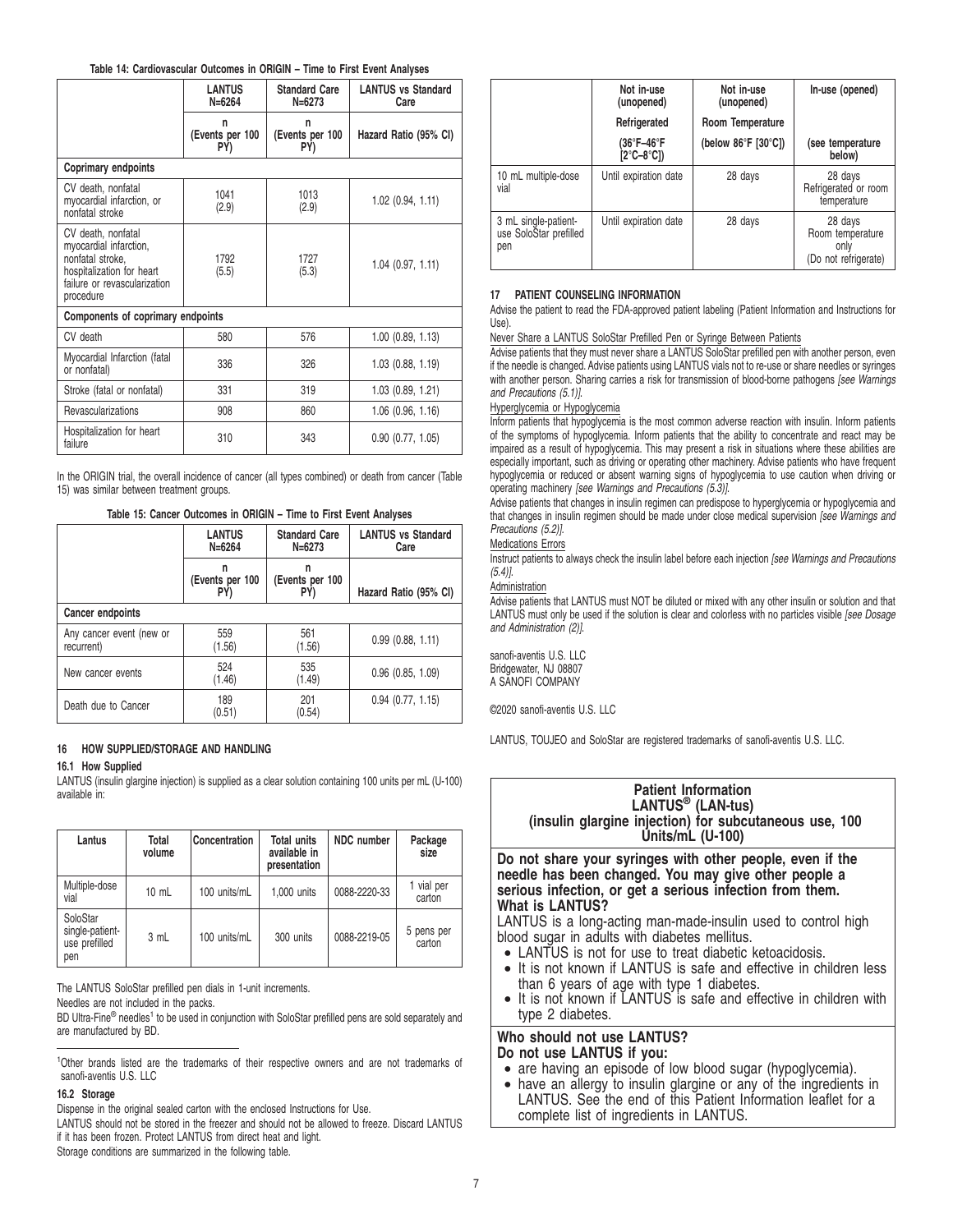**Table 14: Cardiovascular Outcomes in ORIGIN – Time to First Event Analyses**

| | LANTUS N=6264 | Standard Care N=6273 | LANTUS vs Standard Care |
|---|---|---|---|
| | n (Events per 100 PY) | n (Events per 100 PY) | Hazard Ratio (95% CI) |
| **Coprimary endpoints** | | | |
| CV death, nonfatal myocardial infarction, or nonfatal stroke | 1041 (2.9) | 1013 (2.9) | 1.02 (0.94, 1.11) |
| CV death, nonfatal myocardial infarction, nonfatal stroke, hospitalization for heart failure or revascularization procedure | 1792 (5.5) | 1727 (5.3) | 1.04 (0.97, 1.11) |
| **Components of coprimary endpoints** | | | |
| CV death | 580 | 576 | 1.00 (0.89, 1.13) |
| Myocardial Infarction (fatal or nonfatal) | 336 | 326 | 1.03 (0.88, 1.19) |
| Stroke (fatal or nonfatal) | 331 | 319 | 1.03 (0.89, 1.21) |
| Revascularizations | 908 | 860 | 1.06 (0.96, 1.16) |
| Hospitalization for heart failure | 310 | 343 | 0.90 (0.77, 1.05) |

In the ORIGIN trial, the overall incidence of cancer (all types combined) or death from cancer (Table 15) was similar between treatment groups.

**Table 15: Cancer Outcomes in ORIGIN – Time to First Event Analyses**

| | LANTUS N=6264 | Standard Care N=6273 | LANTUS vs Standard Care |
|---|---|---|---|
| | n (Events per 100 PY) | n (Events per 100 PY) | Hazard Ratio (95% CI) |
| **Cancer endpoints** | | | |
| Any cancer event (new or recurrent) | 559 (1.56) | 561 (1.56) | 0.99 (0.88, 1.11) |
| New cancer events | 524 (1.46) | 535 (1.49) | 0.96 (0.85, 1.09) |
| Death due to Cancer | 189 (0.51) | 201 (0.54) | 0.94 (0.77, 1.15) |

## 16 HOW SUPPLIED/STORAGE AND HANDLING

### 16.1 How Supplied

LANTUS (insulin glargine injection) is supplied as a clear solution containing 100 units per mL (U-100) available in:

| Lantus | Total volume | Concentration | Total units available in presentation | NDC number | Package size |
|---|---|---|---|---|---|
| Multiple-dose vial | 10 mL | 100 units/mL | 1,000 units | 0088-2220-33 | 1 vial per carton |
| SoloStar single-patient-use prefilled pen | 3 mL | 100 units/mL | 300 units | 0088-2219-05 | 5 pens per carton |

The LANTUS SoloStar prefilled pen dials in 1-unit increments.

Needles are not included in the packs.

BD Ultra-Fine® needles[1] to be used in conjunction with SoloStar prefilled pens are sold separately and are manufactured by BD.

[1]Other brands listed are the trademarks of their respective owners and are not trademarks of sanofi-aventis U.S. LLC

### 16.2 Storage

Dispense in the original sealed carton with the enclosed Instructions for Use.

LANTUS should not be stored in the freezer and should not be allowed to freeze. Discard LANTUS if it has been frozen. Protect LANTUS from direct heat and light.

Storage conditions are summarized in the following table.

| | Not in-use (unopened) Refrigerated (36°F–46°F [2°C–8°C]) | Not in-use (unopened) Room Temperature (below 86°F [30°C]) | In-use (opened) (see temperature below) |
|---|---|---|---|
| 10 mL multiple-dose vial | Until expiration date | 28 days | 28 days Refrigerated or room temperature |
| 3 mL single-patient-use SoloStar prefilled pen | Until expiration date | 28 days | 28 days Room temperature only (Do not refrigerate) |

## 17 PATIENT COUNSELING INFORMATION

Advise the patient to read the FDA-approved patient labeling (Patient Information and Instructions for Use).

Never Share a LANTUS SoloStar Prefilled Pen or Syringe Between Patients

Advise patients that they must never share a LANTUS SoloStar prefilled pen with another person, even if the needle is changed. Advise patients using LANTUS vials not to re-use or share needles or syringes with another person. Sharing carries a risk for transmission of blood-borne pathogens *[see Warnings and Precautions (5.1)]*.

Hyperglycemia or Hypoglycemia

Inform patients that hypoglycemia is the most common adverse reaction with insulin. Inform patients of the symptoms of hypoglycemia. Inform patients that the ability to concentrate and react may be impaired as a result of hypoglycemia. This may present a risk in situations where these abilities are especially important, such as driving or operating other machinery. Advise patients who have frequent hypoglycemia or reduced or absent warning signs of hypoglycemia to use caution when driving or operating machinery *[see Warnings and Precautions (5.3)]*.

Advise patients that changes in insulin regimen can predispose to hyperglycemia or hypoglycemia and that changes in insulin regimen should be made under close medical supervision *[see Warnings and Precautions (5.2)]*.

Medications Errors

Instruct patients to always check the insulin label before each injection *[see Warnings and Precautions (5.4)]*.

Administration

Advise patients that LANTUS must NOT be diluted or mixed with any other insulin or solution and that LANTUS must only be used if the solution is clear and colorless with no particles visible *[see Dosage and Administration (2)]*.

sanofi-aventis U.S. LLC
Bridgewater, NJ 08807
A SANOFI COMPANY

©2020 sanofi-aventis U.S. LLC

LANTUS, TOUJEO and SoloStar are registered trademarks of sanofi-aventis U.S. LLC.

## Patient Information
## LANTUS® (LAN-tus)
## (insulin glargine injection) for subcutaneous use, 100 Units/mL (U-100)

**Do not share your syringes with other people, even if the needle has been changed. You may give other people a serious infection, or get a serious infection from them.**

**What is LANTUS?**

LANTUS is a long-acting man-made-insulin used to control high blood sugar in adults with diabetes mellitus.

- LANTUS is not for use to treat diabetic ketoacidosis.
- It is not known if LANTUS is safe and effective in children less than 6 years of age with type 1 diabetes.
- It is not known if LANTUS is safe and effective in children with type 2 diabetes.

**Who should not use LANTUS?**

**Do not use LANTUS if you:**

- are having an episode of low blood sugar (hypoglycemia).
- have an allergy to insulin glargine or any of the ingredients in LANTUS. See the end of this Patient Information leaflet for a complete list of ingredients in LANTUS.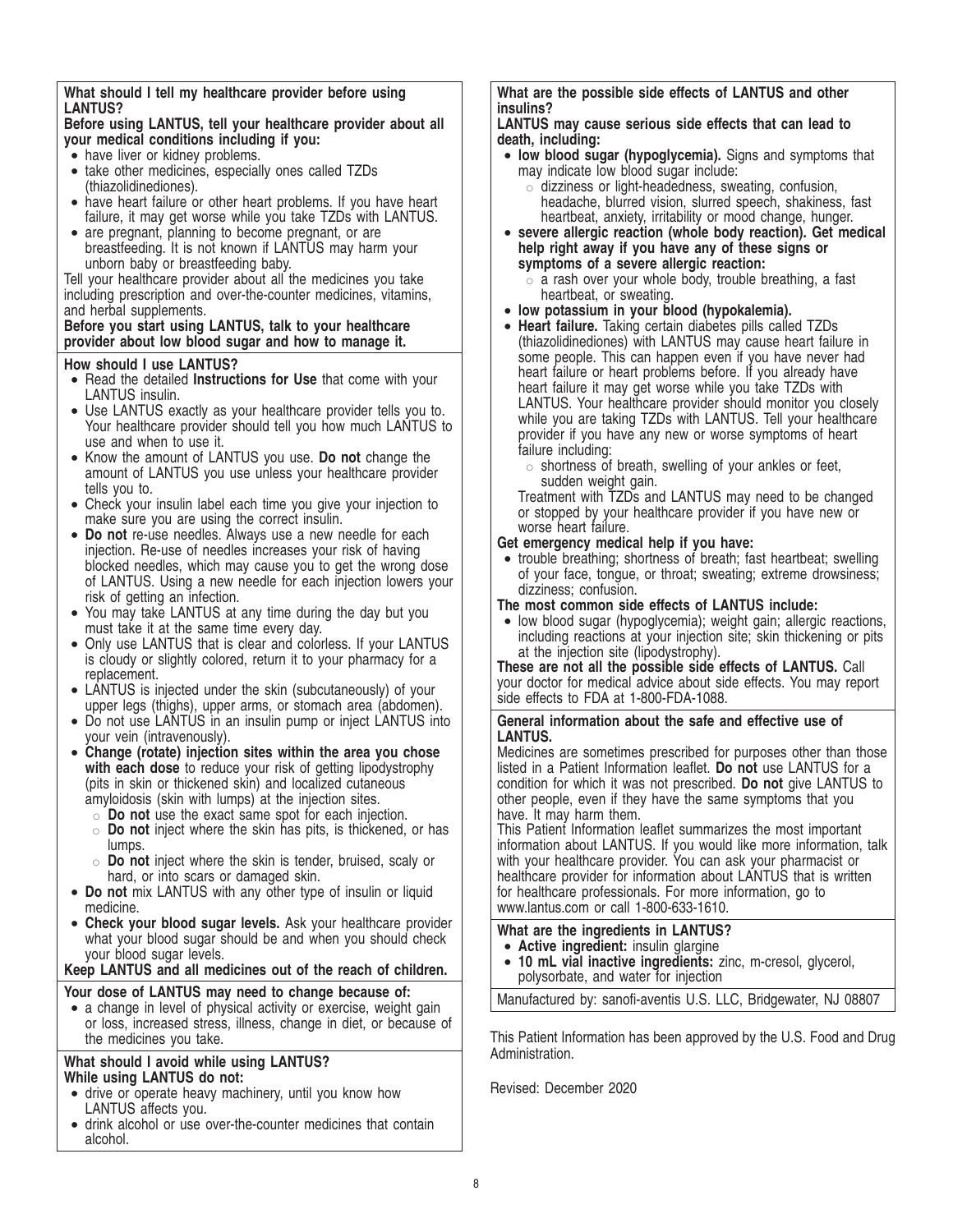**What should I tell my healthcare provider before using LANTUS?**

**Before using LANTUS, tell your healthcare provider about all your medical conditions including if you:**

- have liver or kidney problems.
- take other medicines, especially ones called TZDs (thiazolidinediones).
- have heart failure or other heart problems. If you have heart failure, it may get worse while you take TZDs with LANTUS.
- are pregnant, planning to become pregnant, or are breastfeeding. It is not known if LANTUS may harm your unborn baby or breastfeeding baby.

Tell your healthcare provider about all the medicines you take including prescription and over-the-counter medicines, vitamins, and herbal supplements.

**Before you start using LANTUS, talk to your healthcare provider about low blood sugar and how to manage it.**

**How should I use LANTUS?**

- Read the detailed **Instructions for Use** that come with your LANTUS insulin.
- Use LANTUS exactly as your healthcare provider tells you to. Your healthcare provider should tell you how much LANTUS to use and when to use it.
- Know the amount of LANTUS you use. **Do not** change the amount of LANTUS you use unless your healthcare provider tells you to.
- Check your insulin label each time you give your injection to make sure you are using the correct insulin.
- **Do not** re-use needles. Always use a new needle for each injection. Re-use of needles increases your risk of having blocked needles, which may cause you to get the wrong dose of LANTUS. Using a new needle for each injection lowers your risk of getting an infection.
- You may take LANTUS at any time during the day but you must take it at the same time every day.
- Only use LANTUS that is clear and colorless. If your LANTUS is cloudy or slightly colored, return it to your pharmacy for a replacement.
- LANTUS is injected under the skin (subcutaneously) of your upper legs (thighs), upper arms, or stomach area (abdomen).
- Do not use LANTUS in an insulin pump or inject LANTUS into your vein (intravenously).
- **Change (rotate) injection sites within the area you chose with each dose** to reduce your risk of getting lipodystrophy (pits in skin or thickened skin) and localized cutaneous amyloidosis (skin with lumps) at the injection sites.
  - **Do not** use the exact same spot for each injection.
  - **Do not** inject where the skin has pits, is thickened, or has lumps.
  - **Do not** inject where the skin is tender, bruised, scaly or hard, or into scars or damaged skin.
- **Do not** mix LANTUS with any other type of insulin or liquid medicine.
- **Check your blood sugar levels.** Ask your healthcare provider what your blood sugar should be and when you should check your blood sugar levels.

**Keep LANTUS and all medicines out of the reach of children.**

**Your dose of LANTUS may need to change because of:**

- a change in level of physical activity or exercise, weight gain or loss, increased stress, illness, change in diet, or because of the medicines you take.

**What should I avoid while using LANTUS?**

**While using LANTUS do not:**

- drive or operate heavy machinery, until you know how LANTUS affects you.
- drink alcohol or use over-the-counter medicines that contain alcohol.

**What are the possible side effects of LANTUS and other insulins?**

**LANTUS may cause serious side effects that can lead to death, including:**

- **low blood sugar (hypoglycemia).** Signs and symptoms that may indicate low blood sugar include:
  - dizziness or light-headedness, sweating, confusion, headache, blurred vision, slurred speech, shakiness, fast heartbeat, anxiety, irritability or mood change, hunger.
- **severe allergic reaction (whole body reaction). Get medical help right away if you have any of these signs or symptoms of a severe allergic reaction:**
  - a rash over your whole body, trouble breathing, a fast heartbeat, or sweating.
- **low potassium in your blood (hypokalemia).**
- **Heart failure.** Taking certain diabetes pills called TZDs (thiazolidinediones) with LANTUS may cause heart failure in some people. This can happen even if you have never had heart failure or heart problems before. If you already have heart failure it may get worse while you take TZDs with LANTUS. Your healthcare provider should monitor you closely while you are taking TZDs with LANTUS. Tell your healthcare provider if you have any new or worse symptoms of heart failure including:
  - shortness of breath, swelling of your ankles or feet, sudden weight gain.

  Treatment with TZDs and LANTUS may need to be changed or stopped by your healthcare provider if you have new or worse heart failure.

**Get emergency medical help if you have:**

- trouble breathing; shortness of breath; fast heartbeat; swelling of your face, tongue, or throat; sweating; extreme drowsiness; dizziness; confusion.

**The most common side effects of LANTUS include:**

- low blood sugar (hypoglycemia); weight gain; allergic reactions, including reactions at your injection site; skin thickening or pits at the injection site (lipodystrophy).

**These are not all the possible side effects of LANTUS.** Call your doctor for medical advice about side effects. You may report side effects to FDA at 1-800-FDA-1088.

**General information about the safe and effective use of LANTUS.**

Medicines are sometimes prescribed for purposes other than those listed in a Patient Information leaflet. **Do not** use LANTUS for a condition for which it was not prescribed. **Do not** give LANTUS to other people, even if they have the same symptoms that you have. It may harm them.

This Patient Information leaflet summarizes the most important information about LANTUS. If you would like more information, talk with your healthcare provider. You can ask your pharmacist or healthcare provider for information about LANTUS that is written for healthcare professionals. For more information, go to www.lantus.com or call 1-800-633-1610.

**What are the ingredients in LANTUS?**

- **Active ingredient:** insulin glargine
- **10 mL vial inactive ingredients:** zinc, m-cresol, glycerol, polysorbate, and water for injection

Manufactured by: sanofi-aventis U.S. LLC, Bridgewater, NJ 08807

This Patient Information has been approved by the U.S. Food and Drug Administration.

Revised: December 2020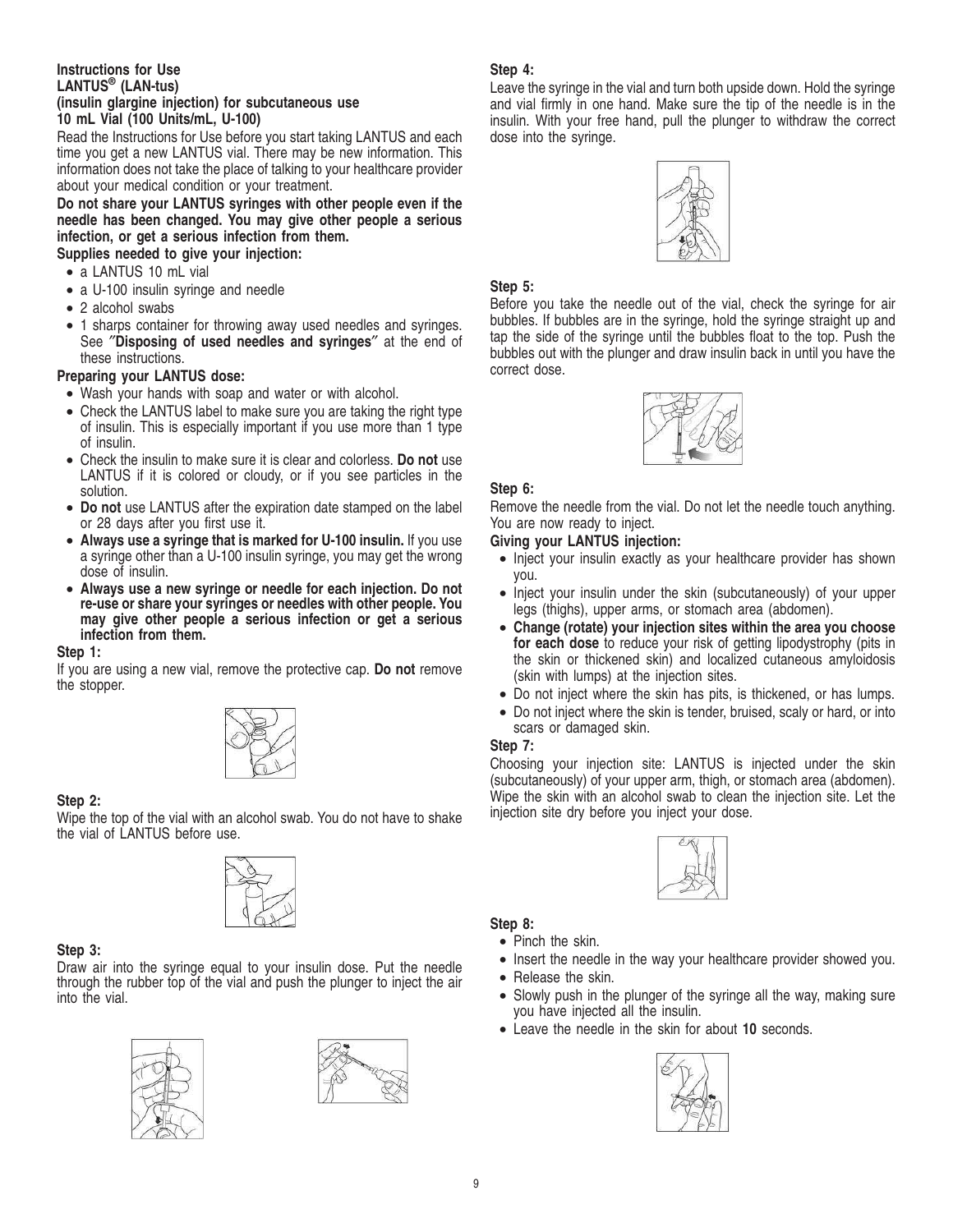**Instructions for Use**
**LANTUS® (LAN-tus)**
**(insulin glargine injection) for subcutaneous use**
**10 mL Vial (100 Units/mL, U-100)**

Read the Instructions for Use before you start taking LANTUS and each time you get a new LANTUS vial. There may be new information. This information does not take the place of talking to your healthcare provider about your medical condition or your treatment.

**Do not share your LANTUS syringes with other people even if the needle has been changed. You may give other people a serious infection, or get a serious infection from them.**

**Supplies needed to give your injection:**

- a LANTUS 10 mL vial
- a U-100 insulin syringe and needle
- 2 alcohol swabs
- 1 sharps container for throwing away used needles and syringes. See "**Disposing of used needles and syringes**" at the end of these instructions.

**Preparing your LANTUS dose:**

- Wash your hands with soap and water or with alcohol.
- Check the LANTUS label to make sure you are taking the right type of insulin. This is especially important if you use more than 1 type of insulin.
- Check the insulin to make sure it is clear and colorless. **Do not** use LANTUS if it is colored or cloudy, or if you see particles in the solution.
- **Do not** use LANTUS after the expiration date stamped on the label or 28 days after you first use it.
- **Always use a syringe that is marked for U-100 insulin.** If you use a syringe other than a U-100 insulin syringe, you may get the wrong dose of insulin.
- **Always use a new syringe or needle for each injection. Do not re-use or share your syringes or needles with other people. You may give other people a serious infection or get a serious infection from them.**

**Step 1:**

If you are using a new vial, remove the protective cap. **Do not** remove the stopper.

**Step 2:**

Wipe the top of the vial with an alcohol swab. You do not have to shake the vial of LANTUS before use.

**Step 3:**

Draw air into the syringe equal to your insulin dose. Put the needle through the rubber top of the vial and push the plunger to inject the air into the vial.

**Step 4:**

Leave the syringe in the vial and turn both upside down. Hold the syringe and vial firmly in one hand. Make sure the tip of the needle is in the insulin. With your free hand, pull the plunger to withdraw the correct dose into the syringe.

**Step 5:**

Before you take the needle out of the vial, check the syringe for air bubbles. If bubbles are in the syringe, hold the syringe straight up and tap the side of the syringe until the bubbles float to the top. Push the bubbles out with the plunger and draw insulin back in until you have the correct dose.

**Step 6:**

Remove the needle from the vial. Do not let the needle touch anything. You are now ready to inject.

**Giving your LANTUS injection:**

- Inject your insulin exactly as your healthcare provider has shown you.
- Inject your insulin under the skin (subcutaneously) of your upper legs (thighs), upper arms, or stomach area (abdomen).
- **Change (rotate) your injection sites within the area you choose for each dose** to reduce your risk of getting lipodystrophy (pits in the skin or thickened skin) and localized cutaneous amyloidosis (skin with lumps) at the injection sites.
- Do not inject where the skin has pits, is thickened, or has lumps.
- Do not inject where the skin is tender, bruised, scaly or hard, or into scars or damaged skin.

**Step 7:**

Choosing your injection site: LANTUS is injected under the skin (subcutaneously) of your upper arm, thigh, or stomach area (abdomen). Wipe the skin with an alcohol swab to clean the injection site. Let the injection site dry before you inject your dose.

**Step 8:**

- Pinch the skin.
- Insert the needle in the way your healthcare provider showed you.
- Release the skin.
- Slowly push in the plunger of the syringe all the way, making sure you have injected all the insulin.
- Leave the needle in the skin for about **10** seconds.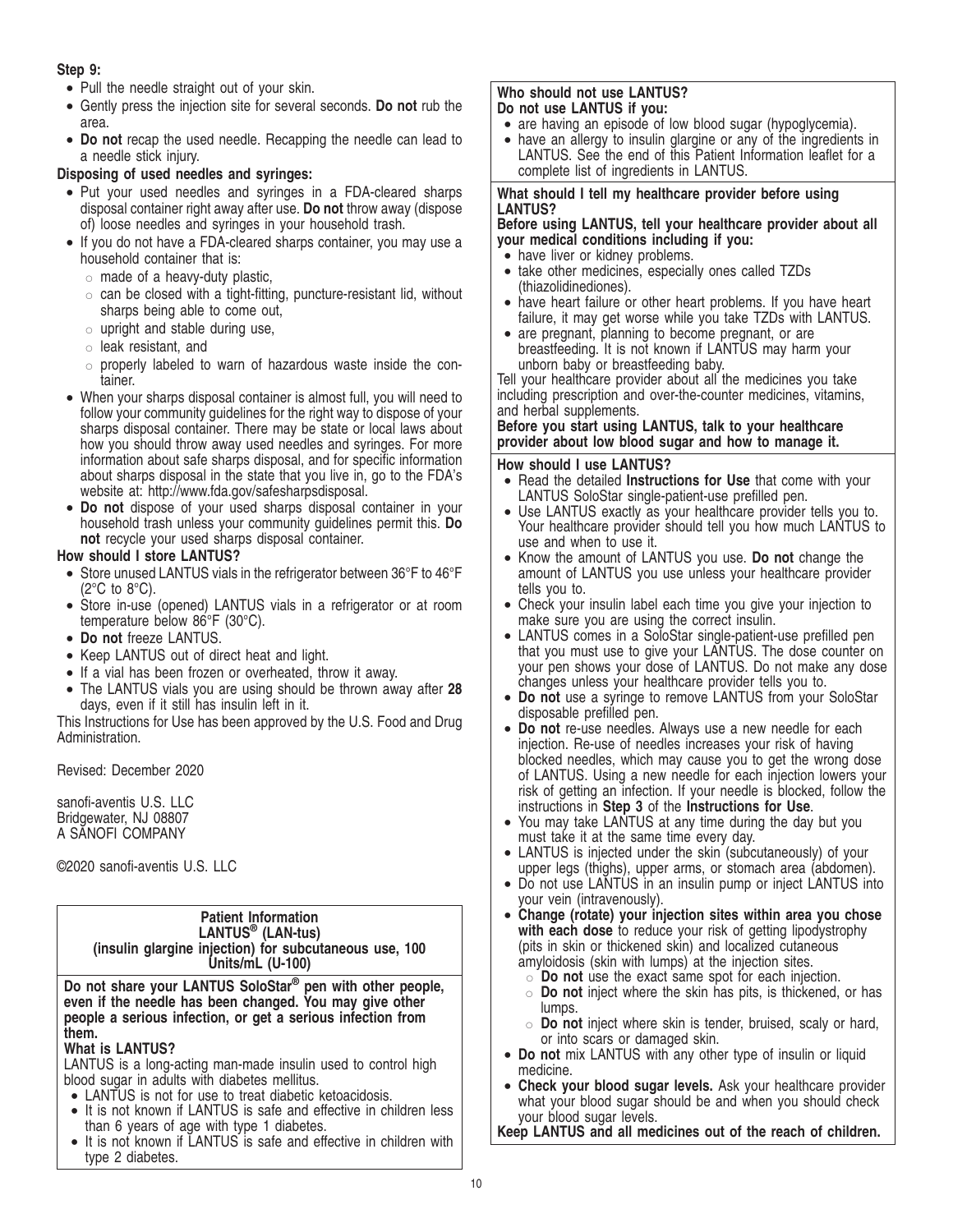**Step 9:**

- Pull the needle straight out of your skin.
- Gently press the injection site for several seconds. **Do not** rub the area.
- **Do not** recap the used needle. Recapping the needle can lead to a needle stick injury.

**Disposing of used needles and syringes:**

- Put your used needles and syringes in a FDA-cleared sharps disposal container right away after use. **Do not** throw away (dispose of) loose needles and syringes in your household trash.
- If you do not have a FDA-cleared sharps container, you may use a household container that is:
  - made of a heavy-duty plastic,
  - can be closed with a tight-fitting, puncture-resistant lid, without sharps being able to come out,
  - upright and stable during use,
  - leak resistant, and
  - properly labeled to warn of hazardous waste inside the container.
- When your sharps disposal container is almost full, you will need to follow your community guidelines for the right way to dispose of your sharps disposal container. There may be state or local laws about how you should throw away used needles and syringes. For more information about safe sharps disposal, and for specific information about sharps disposal in the state that you live in, go to the FDA's website at: http://www.fda.gov/safesharpsdisposal.
- **Do not** dispose of your used sharps disposal container in your household trash unless your community guidelines permit this. **Do not** recycle your used sharps disposal container.

**How should I store LANTUS?**

- Store unused LANTUS vials in the refrigerator between 36°F to 46°F (2°C to 8°C).
- Store in-use (opened) LANTUS vials in a refrigerator or at room temperature below 86°F (30°C).
- **Do not** freeze LANTUS.
- Keep LANTUS out of direct heat and light.
- If a vial has been frozen or overheated, throw it away.
- The LANTUS vials you are using should be thrown away after **28** days, even if it still has insulin left in it.

This Instructions for Use has been approved by the U.S. Food and Drug Administration.

Revised: December 2020

sanofi-aventis U.S. LLC
Bridgewater, NJ 08807
A SANOFI COMPANY

©2020 sanofi-aventis U.S. LLC

## Patient Information
## LANTUS® (LAN-tus)
## (insulin glargine injection) for subcutaneous use, 100 Units/mL (U-100)

**Do not share your LANTUS SoloStar® pen with other people, even if the needle has been changed. You may give other people a serious infection, or get a serious infection from them.**

**What is LANTUS?**

LANTUS is a long-acting man-made insulin used to control high blood sugar in adults with diabetes mellitus.

- LANTUS is not for use to treat diabetic ketoacidosis.
- It is not known if LANTUS is safe and effective in children less than 6 years of age with type 1 diabetes.
- It is not known if LANTUS is safe and effective in children with type 2 diabetes.

**Who should not use LANTUS?**
**Do not use LANTUS if you:**

- are having an episode of low blood sugar (hypoglycemia).
- have an allergy to insulin glargine or any of the ingredients in LANTUS. See the end of this Patient Information leaflet for a complete list of ingredients in LANTUS.

**What should I tell my healthcare provider before using LANTUS?**
**Before using LANTUS, tell your healthcare provider about all your medical conditions including if you:**

- have liver or kidney problems.
- take other medicines, especially ones called TZDs (thiazolidinediones).
- have heart failure or other heart problems. If you have heart failure, it may get worse while you take TZDs with LANTUS.
- are pregnant, planning to become pregnant, or are breastfeeding. It is not known if LANTUS may harm your unborn baby or breastfeeding baby.

Tell your healthcare provider about all the medicines you take including prescription and over-the-counter medicines, vitamins, and herbal supplements.

**Before you start using LANTUS, talk to your healthcare provider about low blood sugar and how to manage it.**

**How should I use LANTUS?**

- Read the detailed **Instructions for Use** that come with your LANTUS SoloStar single-patient-use prefilled pen.
- Use LANTUS exactly as your healthcare provider tells you to. Your healthcare provider should tell you how much LANTUS to use and when to use it.
- Know the amount of LANTUS you use. **Do not** change the amount of LANTUS you use unless your healthcare provider tells you to.
- Check your insulin label each time you give your injection to make sure you are using the correct insulin.
- LANTUS comes in a SoloStar single-patient-use prefilled pen that you must use to give your LANTUS. The dose counter on your pen shows your dose of LANTUS. Do not make any dose changes unless your healthcare provider tells you to.
- **Do not** use a syringe to remove LANTUS from your SoloStar disposable prefilled pen.
- **Do not** re-use needles. Always use a new needle for each injection. Re-use of needles increases your risk of having blocked needles, which may cause you to get the wrong dose of LANTUS. Using a new needle for each injection lowers your risk of getting an infection. If your needle is blocked, follow the instructions in **Step 3** of the **Instructions for Use**.
- You may take LANTUS at any time during the day but you must take it at the same time every day.
- LANTUS is injected under the skin (subcutaneously) of your upper legs (thighs), upper arms, or stomach area (abdomen).
- Do not use LANTUS in an insulin pump or inject LANTUS into your vein (intravenously).
- **Change (rotate) your injection sites within area you chose with each dose** to reduce your risk of getting lipodystrophy (pits in skin or thickened skin) and localized cutaneous amyloidosis (skin with lumps) at the injection sites.
  - **Do not** use the exact same spot for each injection.
  - **Do not** inject where the skin has pits, is thickened, or has lumps.
  - **Do not** inject where skin is tender, bruised, scaly or hard, or into scars or damaged skin.
- **Do not** mix LANTUS with any other type of insulin or liquid medicine.
- **Check your blood sugar levels.** Ask your healthcare provider what your blood sugar should be and when you should check your blood sugar levels.

**Keep LANTUS and all medicines out of the reach of children.**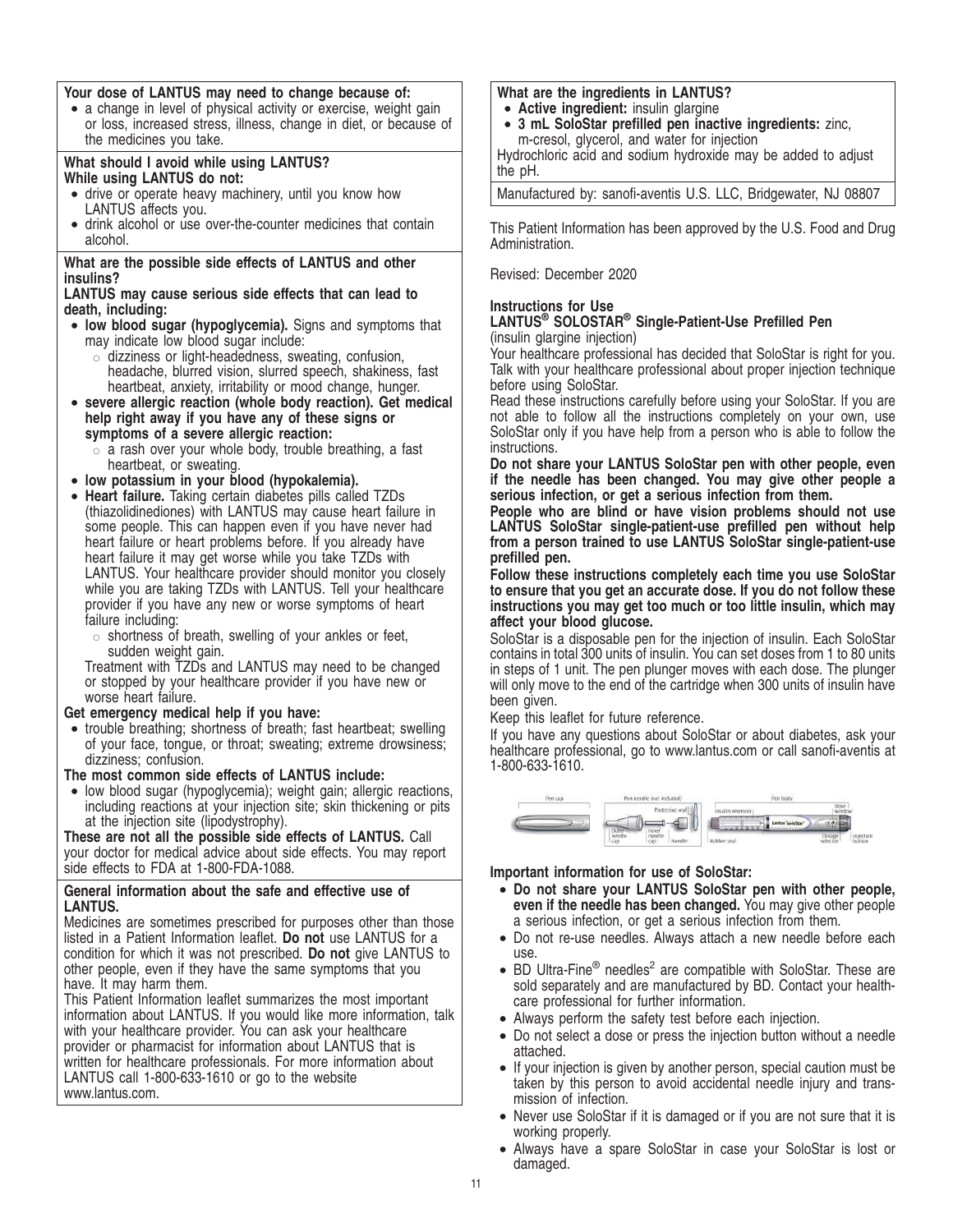**Your dose of LANTUS may need to change because of:**

- a change in level of physical activity or exercise, weight gain or loss, increased stress, illness, change in diet, or because of the medicines you take.

**What should I avoid while using LANTUS?**
**While using LANTUS do not:**

- drive or operate heavy machinery, until you know how LANTUS affects you.
- drink alcohol or use over-the-counter medicines that contain alcohol.

**What are the possible side effects of LANTUS and other insulins?**

**LANTUS may cause serious side effects that can lead to death, including:**

- **low blood sugar (hypoglycemia).** Signs and symptoms that may indicate low blood sugar include:
  - dizziness or light-headedness, sweating, confusion, headache, blurred vision, slurred speech, shakiness, fast heartbeat, anxiety, irritability or mood change, hunger.
- **severe allergic reaction (whole body reaction). Get medical help right away if you have any of these signs or symptoms of a severe allergic reaction:**
  - a rash over your whole body, trouble breathing, a fast heartbeat, or sweating.
- **low potassium in your blood (hypokalemia).**
- **Heart failure.** Taking certain diabetes pills called TZDs (thiazolidinediones) with LANTUS may cause heart failure in some people. This can happen even if you have never had heart failure or heart problems before. If you already have heart failure it may get worse while you take TZDs with LANTUS. Your healthcare provider should monitor you closely while you are taking TZDs with LANTUS. Tell your healthcare provider if you have any new or worse symptoms of heart failure including:
  - shortness of breath, swelling of your ankles or feet, sudden weight gain.

  Treatment with TZDs and LANTUS may need to be changed or stopped by your healthcare provider if you have new or worse heart failure.

**Get emergency medical help if you have:**

- trouble breathing; shortness of breath; fast heartbeat; swelling of your face, tongue, or throat; sweating; extreme drowsiness; dizziness; confusion.

**The most common side effects of LANTUS include:**

- low blood sugar (hypoglycemia); weight gain; allergic reactions, including reactions at your injection site; skin thickening or pits at the injection site (lipodystrophy).

**These are not all the possible side effects of LANTUS.** Call your doctor for medical advice about side effects. You may report side effects to FDA at 1-800-FDA-1088.

**General information about the safe and effective use of LANTUS.**

Medicines are sometimes prescribed for purposes other than those listed in a Patient Information leaflet. **Do not** use LANTUS for a condition for which it was not prescribed. **Do not** give LANTUS to other people, even if they have the same symptoms that you have. It may harm them.

This Patient Information leaflet summarizes the most important information about LANTUS. If you would like more information, talk with your healthcare provider. You can ask your healthcare provider or pharmacist for information about LANTUS that is written for healthcare professionals. For more information about LANTUS call 1-800-633-1610 or go to the website www.lantus.com.

**What are the ingredients in LANTUS?**

- **Active ingredient:** insulin glargine
- **3 mL SoloStar prefilled pen inactive ingredients:** zinc, m-cresol, glycerol, and water for injection

Hydrochloric acid and sodium hydroxide may be added to adjust the pH.

Manufactured by: sanofi-aventis U.S. LLC, Bridgewater, NJ 08807

This Patient Information has been approved by the U.S. Food and Drug Administration.

Revised: December 2020

## Instructions for Use

## LANTUS® SOLOSTAR® Single-Patient-Use Prefilled Pen

(insulin glargine injection)

Your healthcare professional has decided that SoloStar is right for you. Talk with your healthcare professional about proper injection technique before using SoloStar.

Read these instructions carefully before using your SoloStar. If you are not able to follow all the instructions completely on your own, use SoloStar only if you have help from a person who is able to follow the instructions.

**Do not share your LANTUS SoloStar pen with other people, even if the needle has been changed. You may give other people a serious infection, or get a serious infection from them.**

**People who are blind or have vision problems should not use LANTUS SoloStar single-patient-use prefilled pen without help from a person trained to use LANTUS SoloStar single-patient-use prefilled pen.**

**Follow these instructions completely each time you use SoloStar to ensure that you get an accurate dose. If you do not follow these instructions you may get too much or too little insulin, which may affect your blood glucose.**

SoloStar is a disposable pen for the injection of insulin. Each SoloStar contains in total 300 units of insulin. You can set doses from 1 to 80 units in steps of 1 unit. The pen plunger moves with each dose. The plunger will only move to the end of the cartridge when 300 units of insulin have been given.

Keep this leaflet for future reference.

If you have any questions about SoloStar or about diabetes, ask your healthcare professional, go to www.lantus.com or call sanofi-aventis at 1-800-633-1610.

Pen cap | Pen needle (not included): Outer needle cap, Inner needle cap, Needle, Protective seal | Pen body: Insulin reservoir, Rubber seal, Dose window, Dosage selector, Injection button

**Important information for use of SoloStar:**

- **Do not share your LANTUS SoloStar pen with other people, even if the needle has been changed.** You may give other people a serious infection, or get a serious infection from them.
- Do not re-use needles. Always attach a new needle before each use.
- BD Ultra-Fine® needles[2] are compatible with SoloStar. These are sold separately and are manufactured by BD. Contact your healthcare professional for further information.
- Always perform the safety test before each injection.
- Do not select a dose or press the injection button without a needle attached.
- If your injection is given by another person, special caution must be taken by this person to avoid accidental needle injury and transmission of infection.
- Never use SoloStar if it is damaged or if you are not sure that it is working properly.
- Always have a spare SoloStar in case your SoloStar is lost or damaged.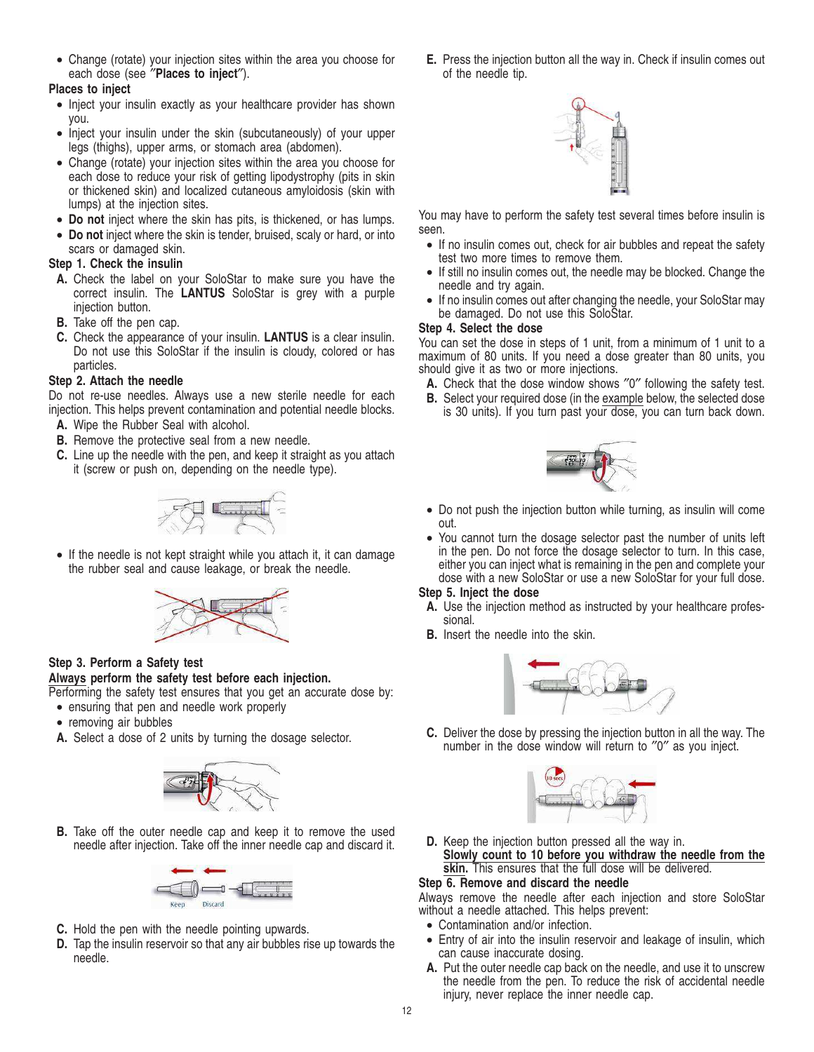- Change (rotate) your injection sites within the area you choose for each dose (see **"Places to inject"**).

**Places to inject**

- Inject your insulin exactly as your healthcare provider has shown you.
- Inject your insulin under the skin (subcutaneously) of your upper legs (thighs), upper arms, or stomach area (abdomen).
- Change (rotate) your injection sites within the area you choose for each dose to reduce your risk of getting lipodystrophy (pits in skin or thickened skin) and localized cutaneous amyloidosis (skin with lumps) at the injection sites.
- **Do not** inject where the skin has pits, is thickened, or has lumps.
- **Do not** inject where the skin is tender, bruised, scaly or hard, or into scars or damaged skin.

**Step 1. Check the insulin**

**A.** Check the label on your SoloStar to make sure you have the correct insulin. The **LANTUS** SoloStar is grey with a purple injection button.

**B.** Take off the pen cap.

**C.** Check the appearance of your insulin. **LANTUS** is a clear insulin. Do not use this SoloStar if the insulin is cloudy, colored or has particles.

**Step 2. Attach the needle**

Do not re-use needles. Always use a new sterile needle for each injection. This helps prevent contamination and potential needle blocks.

**A.** Wipe the Rubber Seal with alcohol.

**B.** Remove the protective seal from a new needle.

**C.** Line up the needle with the pen, and keep it straight as you attach it (screw or push on, depending on the needle type).

- If the needle is not kept straight while you attach it, it can damage the rubber seal and cause leakage, or break the needle.

**Step 3. Perform a Safety test**

**Always perform the safety test before each injection.**

Performing the safety test ensures that you get an accurate dose by:

- ensuring that pen and needle work properly
- removing air bubbles

**A.** Select a dose of 2 units by turning the dosage selector.

**B.** Take off the outer needle cap and keep it to remove the used needle after injection. Take off the inner needle cap and discard it.

Keep Discard

**C.** Hold the pen with the needle pointing upwards.

**D.** Tap the insulin reservoir so that any air bubbles rise up towards the needle.

**E.** Press the injection button all the way in. Check if insulin comes out of the needle tip.

You may have to perform the safety test several times before insulin is seen.

- If no insulin comes out, check for air bubbles and repeat the safety test two more times to remove them.
- If still no insulin comes out, the needle may be blocked. Change the needle and try again.
- If no insulin comes out after changing the needle, your SoloStar may be damaged. Do not use this SoloStar.

**Step 4. Select the dose**

You can set the dose in steps of 1 unit, from a minimum of 1 unit to a maximum of 80 units. If you need a dose greater than 80 units, you should give it as two or more injections.

**A.** Check that the dose window shows "0" following the safety test.

**B.** Select your required dose (in the example below, the selected dose is 30 units). If you turn past your dose, you can turn back down.

- Do not push the injection button while turning, as insulin will come out.
- You cannot turn the dosage selector past the number of units left in the pen. Do not force the dosage selector to turn. In this case, either you can inject what is remaining in the pen and complete your dose with a new SoloStar or use a new SoloStar for your full dose.

**Step 5. Inject the dose**

**A.** Use the injection method as instructed by your healthcare professional.

**B.** Insert the needle into the skin.

**C.** Deliver the dose by pressing the injection button in all the way. The number in the dose window will return to "0" as you inject.

10 secs

**D.** Keep the injection button pressed all the way in. **Slowly count to 10 before you withdraw the needle from the skin.** This ensures that the full dose will be delivered.

**Step 6. Remove and discard the needle**

Always remove the needle after each injection and store SoloStar without a needle attached. This helps prevent:

- Contamination and/or infection.
- Entry of air into the insulin reservoir and leakage of insulin, which can cause inaccurate dosing.

**A.** Put the outer needle cap back on the needle, and use it to unscrew the needle from the pen. To reduce the risk of accidental needle injury, never replace the inner needle cap.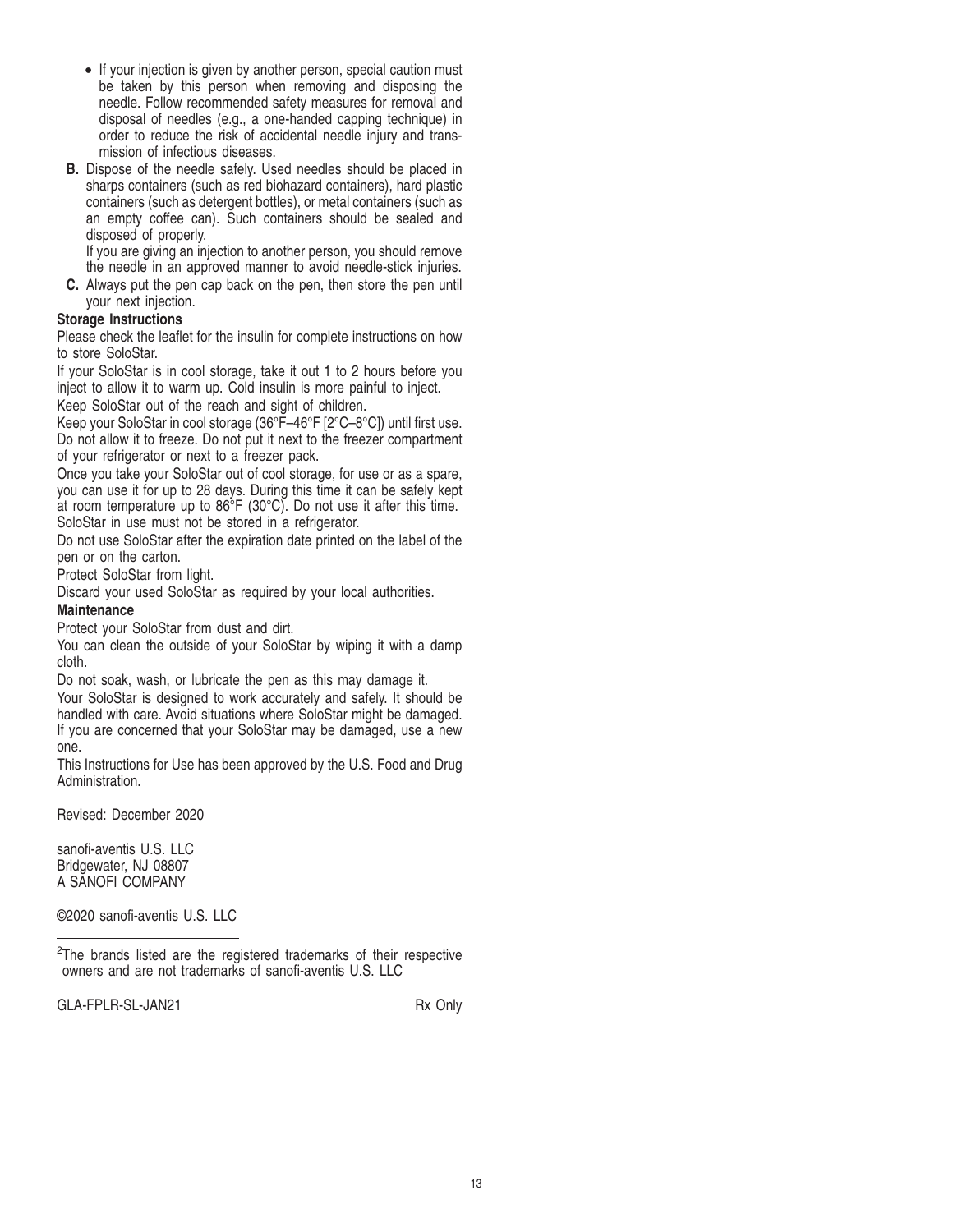- If your injection is given by another person, special caution must be taken by this person when removing and disposing the needle. Follow recommended safety measures for removal and disposal of needles (e.g., a one-handed capping technique) in order to reduce the risk of accidental needle injury and transmission of infectious diseases.

**B.** Dispose of the needle safely. Used needles should be placed in sharps containers (such as red biohazard containers), hard plastic containers (such as detergent bottles), or metal containers (such as an empty coffee can). Such containers should be sealed and disposed of properly.
If you are giving an injection to another person, you should remove the needle in an approved manner to avoid needle-stick injuries.

**C.** Always put the pen cap back on the pen, then store the pen until your next injection.

**Storage Instructions**

Please check the leaflet for the insulin for complete instructions on how to store SoloStar.

If your SoloStar is in cool storage, take it out 1 to 2 hours before you inject to allow it to warm up. Cold insulin is more painful to inject.

Keep SoloStar out of the reach and sight of children.

Keep your SoloStar in cool storage (36°F–46°F [2°C–8°C]) until first use. Do not allow it to freeze. Do not put it next to the freezer compartment of your refrigerator or next to a freezer pack.

Once you take your SoloStar out of cool storage, for use or as a spare, you can use it for up to 28 days. During this time it can be safely kept at room temperature up to 86°F (30°C). Do not use it after this time. SoloStar in use must not be stored in a refrigerator.

Do not use SoloStar after the expiration date printed on the label of the pen or on the carton.

Protect SoloStar from light.

Discard your used SoloStar as required by your local authorities.

**Maintenance**

Protect your SoloStar from dust and dirt.

You can clean the outside of your SoloStar by wiping it with a damp cloth.

Do not soak, wash, or lubricate the pen as this may damage it.

Your SoloStar is designed to work accurately and safely. It should be handled with care. Avoid situations where SoloStar might be damaged. If you are concerned that your SoloStar may be damaged, use a new one.

This Instructions for Use has been approved by the U.S. Food and Drug Administration.

Revised: December 2020

sanofi-aventis U.S. LLC
Bridgewater, NJ 08807
A SANOFI COMPANY

©2020 sanofi-aventis U.S. LLC

---

[2]The brands listed are the registered trademarks of their respective owners and are not trademarks of sanofi-aventis U.S. LLC

GLA-FPLR-SL-JAN21 Rx Only